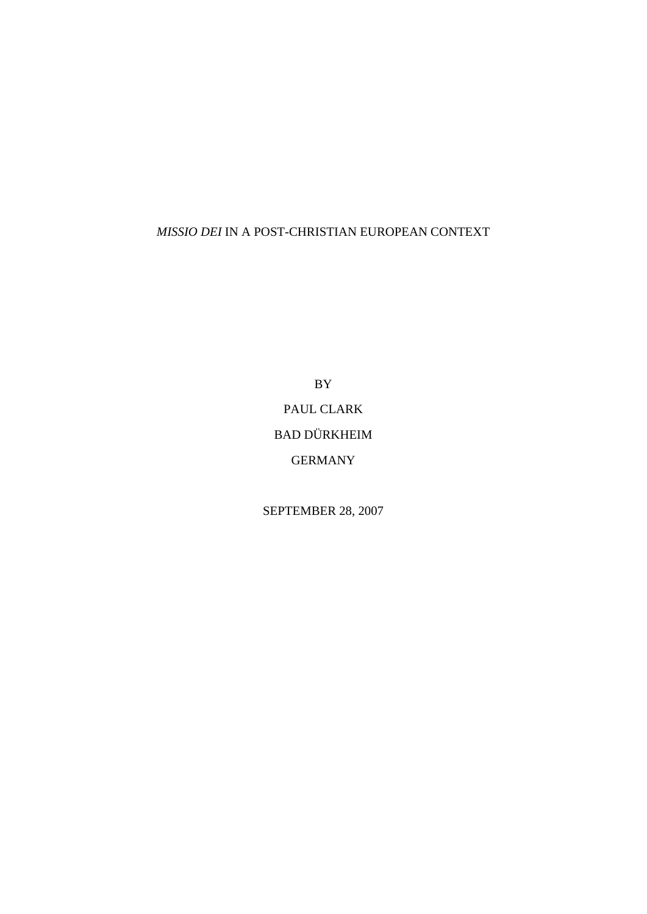# *MISSIO DEI* IN A POST-CHRISTIAN EUROPEAN CONTEXT

BY

PAUL CLARK

BAD DÜRKHEIM

GERMANY

SEPTEMBER 28, 2007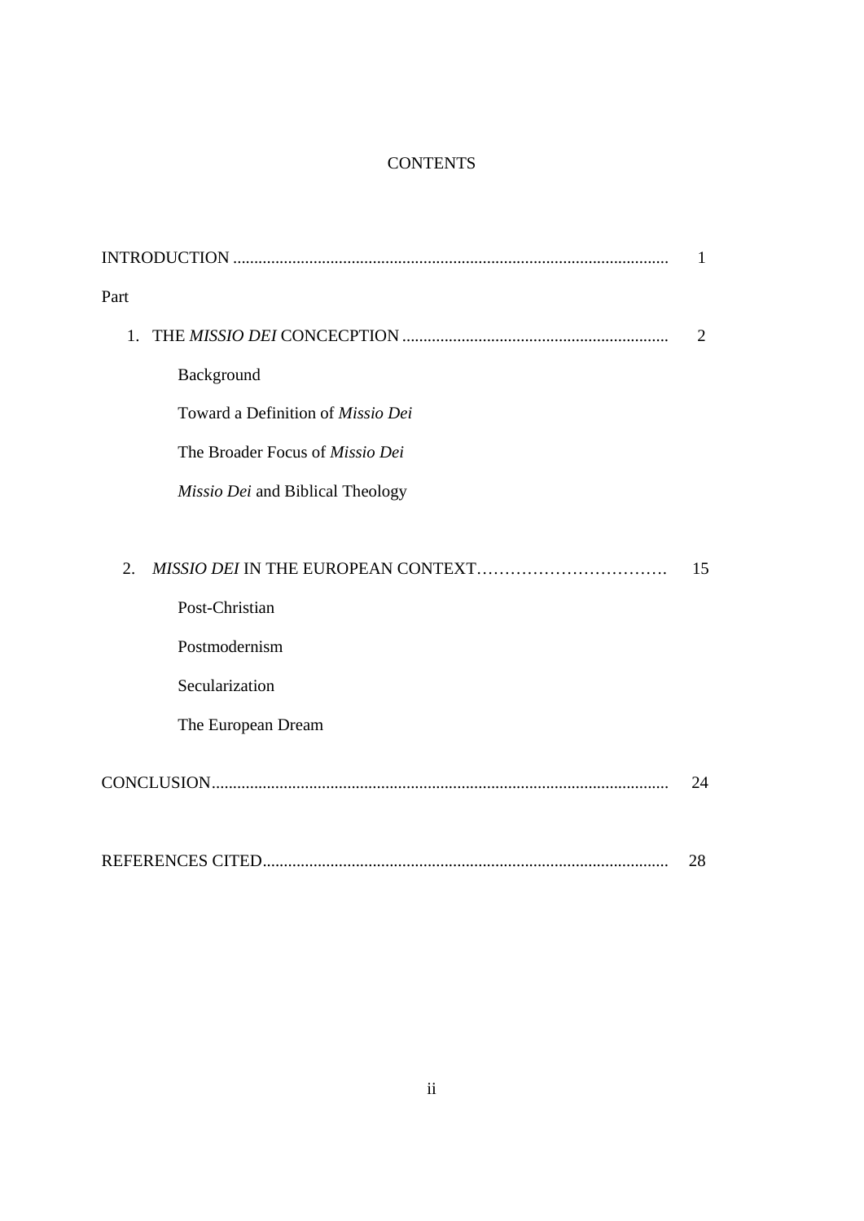# CONTENTS

| | |
|---|---|
| INTRODUCTION | 1 |
| Part | |
| 1. THE *MISSIO DEI* CONCECPTION | 2 |
| Background | |
| Toward a Definition of *Missio Dei* | |
| The Broader Focus of *Missio Dei* | |
| *Missio Dei* and Biblical Theology | |
| 2. *MISSIO DEI* IN THE EUROPEAN CONTEXT | 15 |
| Post-Christian | |
| Postmodernism | |
| Secularization | |
| The European Dream | |
| CONCLUSION | 24 |
| REFERENCES CITED | 28 |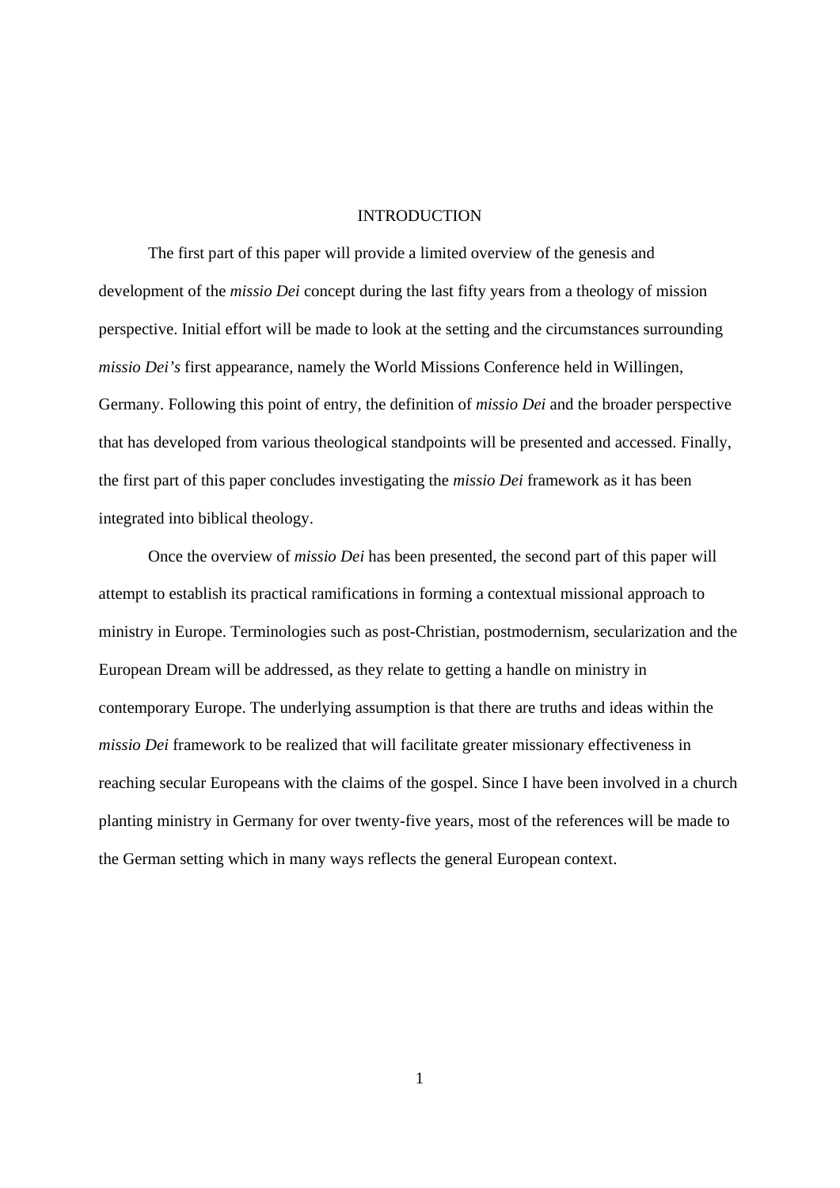# INTRODUCTION

The first part of this paper will provide a limited overview of the genesis and development of the *missio Dei* concept during the last fifty years from a theology of mission perspective. Initial effort will be made to look at the setting and the circumstances surrounding *missio Dei's* first appearance, namely the World Missions Conference held in Willingen, Germany. Following this point of entry, the definition of *missio Dei* and the broader perspective that has developed from various theological standpoints will be presented and accessed. Finally, the first part of this paper concludes investigating the *missio Dei* framework as it has been integrated into biblical theology.

Once the overview of *missio Dei* has been presented, the second part of this paper will attempt to establish its practical ramifications in forming a contextual missional approach to ministry in Europe. Terminologies such as post-Christian, postmodernism, secularization and the European Dream will be addressed, as they relate to getting a handle on ministry in contemporary Europe. The underlying assumption is that there are truths and ideas within the *missio Dei* framework to be realized that will facilitate greater missionary effectiveness in reaching secular Europeans with the claims of the gospel. Since I have been involved in a church planting ministry in Germany for over twenty-five years, most of the references will be made to the German setting which in many ways reflects the general European context.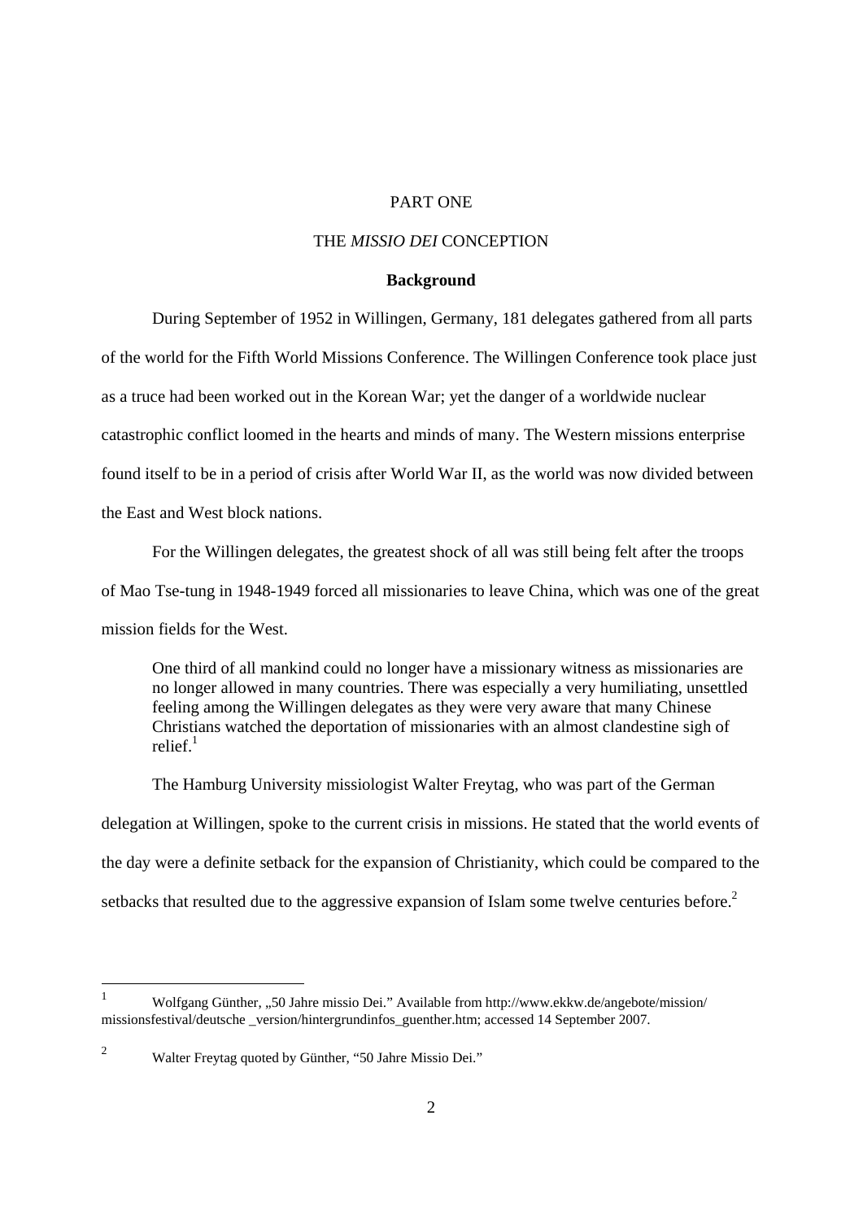# PART ONE

## THE *MISSIO DEI* CONCEPTION

### Background

During September of 1952 in Willingen, Germany, 181 delegates gathered from all parts of the world for the Fifth World Missions Conference. The Willingen Conference took place just as a truce had been worked out in the Korean War; yet the danger of a worldwide nuclear catastrophic conflict loomed in the hearts and minds of many. The Western missions enterprise found itself to be in a period of crisis after World War II, as the world was now divided between the East and West block nations.

For the Willingen delegates, the greatest shock of all was still being felt after the troops of Mao Tse-tung in 1948-1949 forced all missionaries to leave China, which was one of the great mission fields for the West.

> One third of all mankind could no longer have a missionary witness as missionaries are no longer allowed in many countries. There was especially a very humiliating, unsettled feeling among the Willingen delegates as they were very aware that many Chinese Christians watched the deportation of missionaries with an almost clandestine sigh of relief.[1]

The Hamburg University missiologist Walter Freytag, who was part of the German delegation at Willingen, spoke to the current crisis in missions. He stated that the world events of the day were a definite setback for the expansion of Christianity, which could be compared to the setbacks that resulted due to the aggressive expansion of Islam some twelve centuries before.[2]

---

[1] Wolfgang Günther, „50 Jahre missio Dei." Available from http://www.ekkw.de/angebote/mission/missionsfestival/deutsche _version/hintergrundinfos_guenther.htm; accessed 14 September 2007.

[2] Walter Freytag quoted by Günther, "50 Jahre Missio Dei."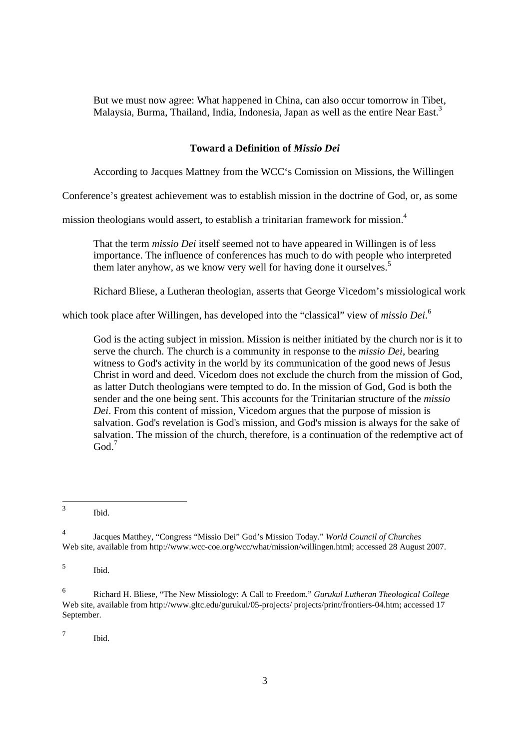> But we must now agree: What happened in China, can also occur tomorrow in Tibet, Malaysia, Burma, Thailand, India, Indonesia, Japan as well as the entire Near East.[3]

### Toward a Definition of *Missio Dei*

According to Jacques Mattney from the WCC's Comission on Missions, the Willingen Conference's greatest achievement was to establish mission in the doctrine of God, or, as some mission theologians would assert, to establish a trinitarian framework for mission.[4]

> That the term *missio Dei* itself seemed not to have appeared in Willingen is of less importance. The influence of conferences has much to do with people who interpreted them later anyhow, as we know very well for having done it ourselves.[5]

Richard Bliese, a Lutheran theologian, asserts that George Vicedom's missiological work which took place after Willingen, has developed into the "classical" view of *missio Dei*.[6]

> God is the acting subject in mission. Mission is neither initiated by the church nor is it to serve the church. The church is a community in response to the *missio Dei*, bearing witness to God's activity in the world by its communication of the good news of Jesus Christ in word and deed. Vicedom does not exclude the church from the mission of God, as latter Dutch theologians were tempted to do. In the mission of God, God is both the sender and the one being sent. This accounts for the Trinitarian structure of the *missio Dei*. From this content of mission, Vicedom argues that the purpose of mission is salvation. God's revelation is God's mission, and God's mission is always for the sake of salvation. The mission of the church, therefore, is a continuation of the redemptive act of God.[7]

---

[3] Ibid.

[4] Jacques Matthey, "Congress "Missio Dei" God's Mission Today." *World Council of Churches* Web site, available from http://www.wcc-coe.org/wcc/what/mission/willingen.html; accessed 28 August 2007.

[5] Ibid.

[6] Richard H. Bliese, "The New Missiology: A Call to Freedom." *Gurukul Lutheran Theological College* Web site, available from http://www.gltc.edu/gurukul/05-projects/ projects/print/frontiers-04.htm; accessed 17 September.

[7] Ibid.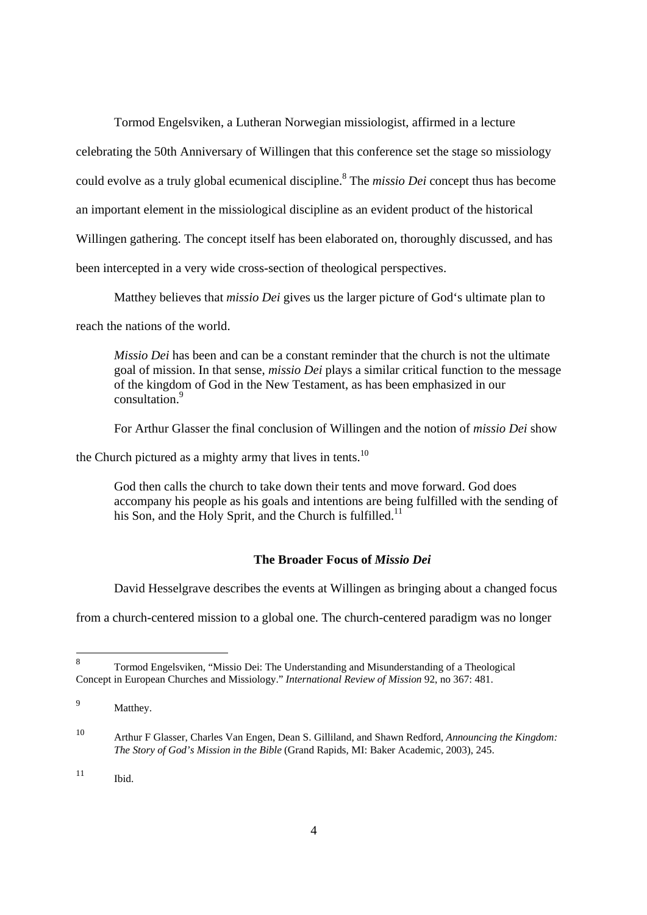Tormod Engelsviken, a Lutheran Norwegian missiologist, affirmed in a lecture celebrating the 50th Anniversary of Willingen that this conference set the stage so missiology could evolve as a truly global ecumenical discipline.[8] The *missio Dei* concept thus has become an important element in the missiological discipline as an evident product of the historical Willingen gathering. The concept itself has been elaborated on, thoroughly discussed, and has been intercepted in a very wide cross-section of theological perspectives.

Matthey believes that *missio Dei* gives us the larger picture of God‘s ultimate plan to reach the nations of the world.

> *Missio Dei* has been and can be a constant reminder that the church is not the ultimate goal of mission. In that sense, *missio Dei* plays a similar critical function to the message of the kingdom of God in the New Testament, as has been emphasized in our consultation.[9]

For Arthur Glasser the final conclusion of Willingen and the notion of *missio Dei* show the Church pictured as a mighty army that lives in tents.[10]

> God then calls the church to take down their tents and move forward. God does accompany his people as his goals and intentions are being fulfilled with the sending of his Son, and the Holy Sprit, and the Church is fulfilled.[11]

### The Broader Focus of *Missio Dei*

David Hesselgrave describes the events at Willingen as bringing about a changed focus from a church-centered mission to a global one. The church-centered paradigm was no longer

---

[8] Tormod Engelsviken, "Missio Dei: The Understanding and Misunderstanding of a Theological Concept in European Churches and Missiology." *International Review of Mission* 92, no 367: 481.

[9] Matthey.

[10] Arthur F Glasser, Charles Van Engen, Dean S. Gilliland, and Shawn Redford, *Announcing the Kingdom: The Story of God's Mission in the Bible* (Grand Rapids, MI: Baker Academic, 2003), 245.

[11] Ibid.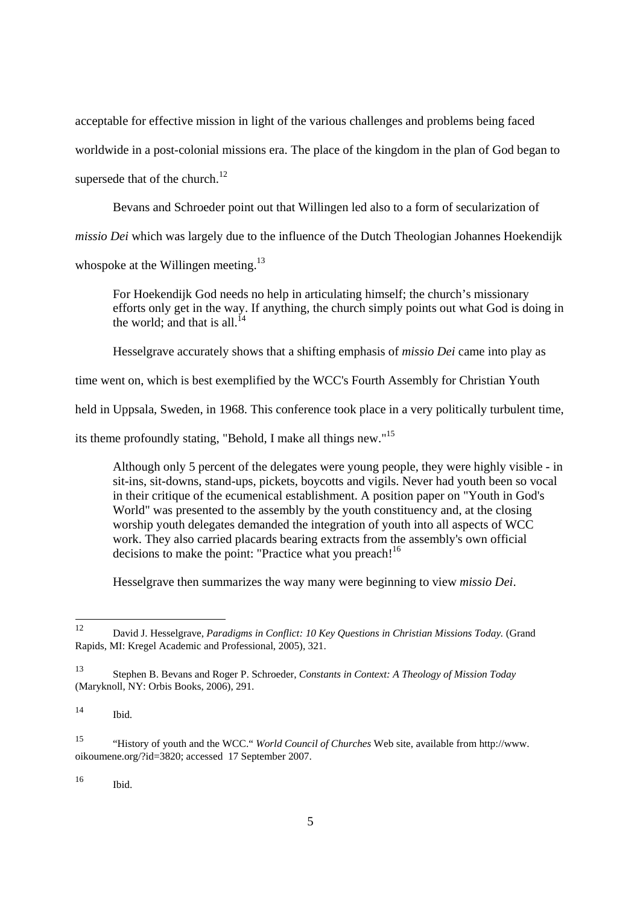acceptable for effective mission in light of the various challenges and problems being faced worldwide in a post-colonial missions era. The place of the kingdom in the plan of God began to supersede that of the church.[12]

Bevans and Schroeder point out that Willingen led also to a form of secularization of *missio Dei* which was largely due to the influence of the Dutch Theologian Johannes Hoekendijk whospoke at the Willingen meeting.[13]

> For Hoekendijk God needs no help in articulating himself; the church's missionary efforts only get in the way. If anything, the church simply points out what God is doing in the world; and that is all.[14]

Hesselgrave accurately shows that a shifting emphasis of *missio Dei* came into play as time went on, which is best exemplified by the WCC's Fourth Assembly for Christian Youth held in Uppsala, Sweden, in 1968. This conference took place in a very politically turbulent time, its theme profoundly stating, "Behold, I make all things new."[15]

> Although only 5 percent of the delegates were young people, they were highly visible - in sit-ins, sit-downs, stand-ups, pickets, boycotts and vigils. Never had youth been so vocal in their critique of the ecumenical establishment. A position paper on "Youth in God's World" was presented to the assembly by the youth constituency and, at the closing worship youth delegates demanded the integration of youth into all aspects of WCC work. They also carried placards bearing extracts from the assembly's own official decisions to make the point: "Practice what you preach![16]

Hesselgrave then summarizes the way many were beginning to view *missio Dei*.

---

12 David J. Hesselgrave, *Paradigms in Conflict: 10 Key Questions in Christian Missions Today.* (Grand Rapids, MI: Kregel Academic and Professional, 2005), 321.

13 Stephen B. Bevans and Roger P. Schroeder, *Constants in Context: A Theology of Mission Today* (Maryknoll, NY: Orbis Books, 2006), 291.

14 Ibid.

15 "History of youth and the WCC." *World Council of Churches* Web site, available from http://www.oikoumene.org/?id=3820; accessed 17 September 2007.

16 Ibid.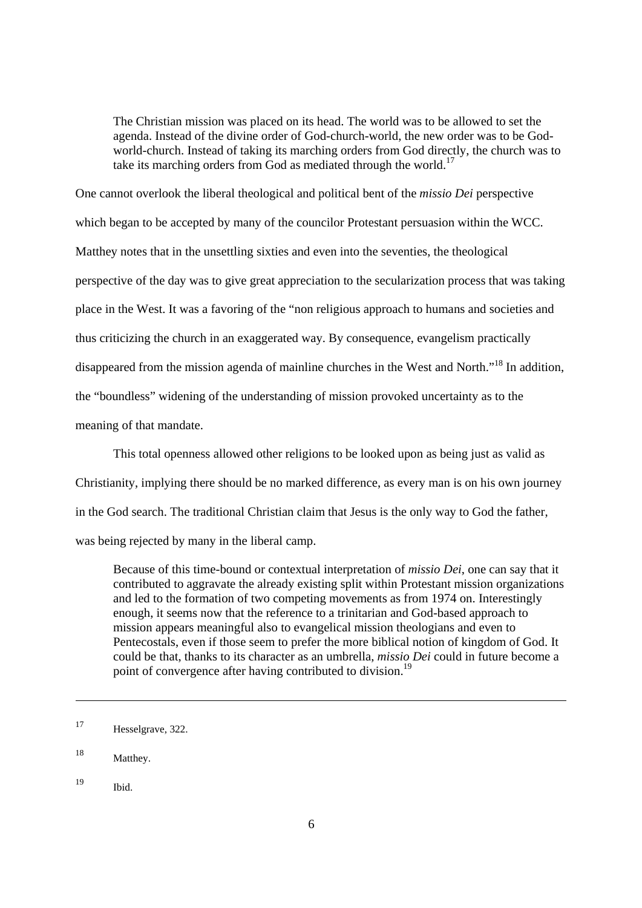> The Christian mission was placed on its head. The world was to be allowed to set the agenda. Instead of the divine order of God-church-world, the new order was to be God-world-church. Instead of taking its marching orders from God directly, the church was to take its marching orders from God as mediated through the world.[17]

One cannot overlook the liberal theological and political bent of the *missio Dei* perspective which began to be accepted by many of the councilor Protestant persuasion within the WCC. Matthey notes that in the unsettling sixties and even into the seventies, the theological perspective of the day was to give great appreciation to the secularization process that was taking place in the West. It was a favoring of the "non religious approach to humans and societies and thus criticizing the church in an exaggerated way. By consequence, evangelism practically disappeared from the mission agenda of mainline churches in the West and North."[18] In addition, the "boundless" widening of the understanding of mission provoked uncertainty as to the meaning of that mandate.

This total openness allowed other religions to be looked upon as being just as valid as Christianity, implying there should be no marked difference, as every man is on his own journey in the God search. The traditional Christian claim that Jesus is the only way to God the father, was being rejected by many in the liberal camp.

> Because of this time-bound or contextual interpretation of *missio Dei*, one can say that it contributed to aggravate the already existing split within Protestant mission organizations and led to the formation of two competing movements as from 1974 on. Interestingly enough, it seems now that the reference to a trinitarian and God-based approach to mission appears meaningful also to evangelical mission theologians and even to Pentecostals, even if those seem to prefer the more biblical notion of kingdom of God. It could be that, thanks to its character as an umbrella, *missio Dei* could in future become a point of convergence after having contributed to division.[19]

---

[17] Hesselgrave, 322.

[18] Matthey.

[19] Ibid.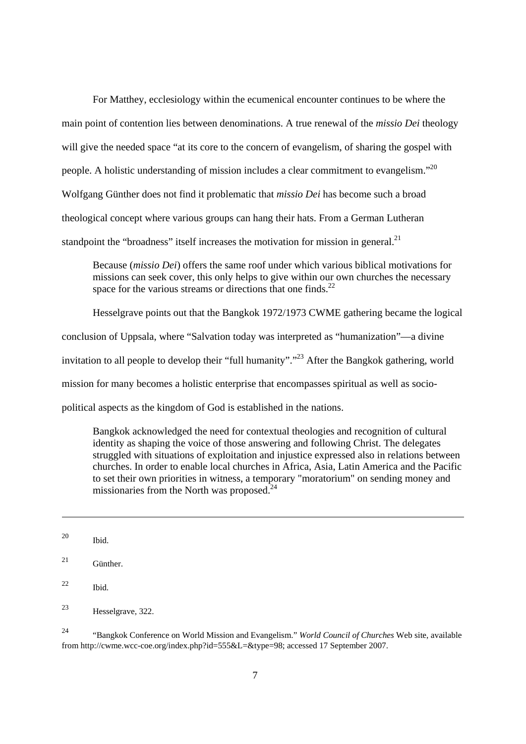For Matthey, ecclesiology within the ecumenical encounter continues to be where the main point of contention lies between denominations. A true renewal of the *missio Dei* theology will give the needed space "at its core to the concern of evangelism, of sharing the gospel with people. A holistic understanding of mission includes a clear commitment to evangelism."[20] Wolfgang Günther does not find it problematic that *missio Dei* has become such a broad theological concept where various groups can hang their hats. From a German Lutheran standpoint the "broadness" itself increases the motivation for mission in general.[21]

> Because (*missio Dei*) offers the same roof under which various biblical motivations for missions can seek cover, this only helps to give within our own churches the necessary space for the various streams or directions that one finds.[22]

Hesselgrave points out that the Bangkok 1972/1973 CWME gathering became the logical conclusion of Uppsala, where "Salvation today was interpreted as "humanization"—a divine invitation to all people to develop their "full humanity"."[23] After the Bangkok gathering, world mission for many becomes a holistic enterprise that encompasses spiritual as well as socio-political aspects as the kingdom of God is established in the nations.

> Bangkok acknowledged the need for contextual theologies and recognition of cultural identity as shaping the voice of those answering and following Christ. The delegates struggled with situations of exploitation and injustice expressed also in relations between churches. In order to enable local churches in Africa, Asia, Latin America and the Pacific to set their own priorities in witness, a temporary "moratorium" on sending money and missionaries from the North was proposed.[24]

---

[20] Ibid.

[21] Günther.

[22] Ibid.

[23] Hesselgrave, 322.

[24] "Bangkok Conference on World Mission and Evangelism." *World Council of Churches* Web site, available from http://cwme.wcc-coe.org/index.php?id=555&L=&type=98; accessed 17 September 2007.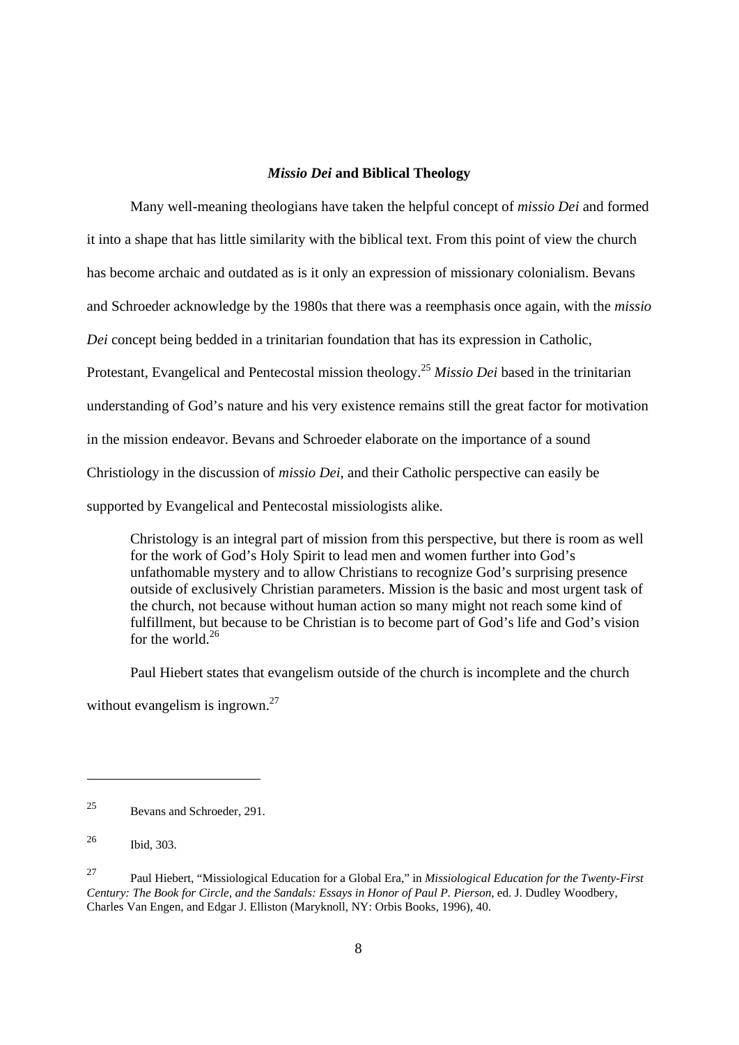### *Missio Dei* and Biblical Theology

Many well-meaning theologians have taken the helpful concept of *missio Dei* and formed it into a shape that has little similarity with the biblical text. From this point of view the church has become archaic and outdated as is it only an expression of missionary colonialism. Bevans and Schroeder acknowledge by the 1980s that there was a reemphasis once again, with the *missio Dei* concept being bedded in a trinitarian foundation that has its expression in Catholic, Protestant, Evangelical and Pentecostal mission theology.[25] *Missio Dei* based in the trinitarian understanding of God's nature and his very existence remains still the great factor for motivation in the mission endeavor. Bevans and Schroeder elaborate on the importance of a sound Christiology in the discussion of *missio Dei*, and their Catholic perspective can easily be supported by Evangelical and Pentecostal missiologists alike.

> Christology is an integral part of mission from this perspective, but there is room as well for the work of God's Holy Spirit to lead men and women further into God's unfathomable mystery and to allow Christians to recognize God's surprising presence outside of exclusively Christian parameters. Mission is the basic and most urgent task of the church, not because without human action so many might not reach some kind of fulfillment, but because to be Christian is to become part of God's life and God's vision for the world.[26]

Paul Hiebert states that evangelism outside of the church is incomplete and the church without evangelism is ingrown.[27]

---

[25] Bevans and Schroeder, 291.

[26] Ibid, 303.

[27] Paul Hiebert, "Missiological Education for a Global Era," in *Missiological Education for the Twenty-First Century: The Book for Circle, and the Sandals: Essays in Honor of Paul P. Pierson*, ed. J. Dudley Woodbery, Charles Van Engen, and Edgar J. Elliston (Maryknoll, NY: Orbis Books, 1996), 40.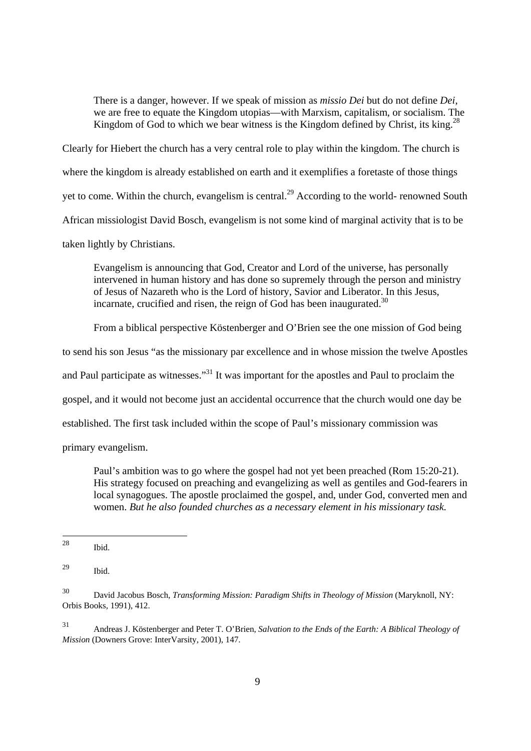> There is a danger, however. If we speak of mission as *missio Dei* but do not define *Dei*, we are free to equate the Kingdom utopias—with Marxism, capitalism, or socialism. The Kingdom of God to which we bear witness is the Kingdom defined by Christ, its king.[28]

Clearly for Hiebert the church has a very central role to play within the kingdom. The church is where the kingdom is already established on earth and it exemplifies a foretaste of those things yet to come. Within the church, evangelism is central.[29] According to the world- renowned South African missiologist David Bosch, evangelism is not some kind of marginal activity that is to be taken lightly by Christians.

> Evangelism is announcing that God, Creator and Lord of the universe, has personally intervened in human history and has done so supremely through the person and ministry of Jesus of Nazareth who is the Lord of history, Savior and Liberator. In this Jesus, incarnate, crucified and risen, the reign of God has been inaugurated.[30]

From a biblical perspective Köstenberger and O'Brien see the one mission of God being to send his son Jesus "as the missionary par excellence and in whose mission the twelve Apostles and Paul participate as witnesses."[31] It was important for the apostles and Paul to proclaim the gospel, and it would not become just an accidental occurrence that the church would one day be established. The first task included within the scope of Paul's missionary commission was primary evangelism.

> Paul's ambition was to go where the gospel had not yet been preached (Rom 15:20-21). His strategy focused on preaching and evangelizing as well as gentiles and God-fearers in local synagogues. The apostle proclaimed the gospel, and, under God, converted men and women. *But he also founded churches as a necessary element in his missionary task.*

---

[28] Ibid.

[29] Ibid.

[30] David Jacobus Bosch, *Transforming Mission: Paradigm Shifts in Theology of Mission* (Maryknoll, NY: Orbis Books, 1991), 412.

[31] Andreas J. Köstenberger and Peter T. O'Brien, *Salvation to the Ends of the Earth: A Biblical Theology of Mission* (Downers Grove: InterVarsity, 2001), 147.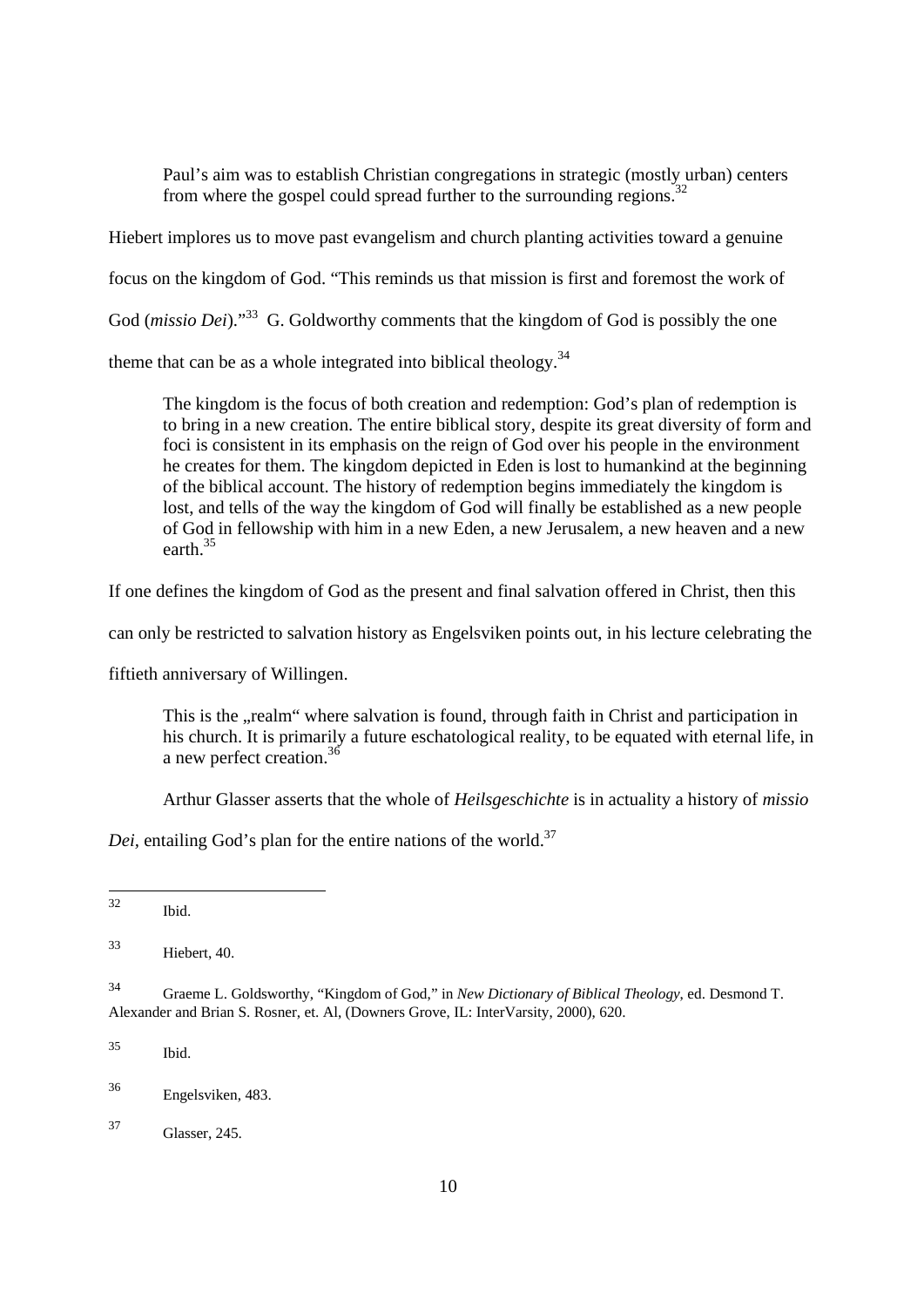> Paul's aim was to establish Christian congregations in strategic (mostly urban) centers from where the gospel could spread further to the surrounding regions.[32]

Hiebert implores us to move past evangelism and church planting activities toward a genuine focus on the kingdom of God. "This reminds us that mission is first and foremost the work of God (*missio Dei*)."[33] G. Goldworthy comments that the kingdom of God is possibly the one theme that can be as a whole integrated into biblical theology.[34]

> The kingdom is the focus of both creation and redemption: God's plan of redemption is to bring in a new creation. The entire biblical story, despite its great diversity of form and foci is consistent in its emphasis on the reign of God over his people in the environment he creates for them. The kingdom depicted in Eden is lost to humankind at the beginning of the biblical account. The history of redemption begins immediately the kingdom is lost, and tells of the way the kingdom of God will finally be established as a new people of God in fellowship with him in a new Eden, a new Jerusalem, a new heaven and a new earth.[35]

If one defines the kingdom of God as the present and final salvation offered in Christ, then this can only be restricted to salvation history as Engelsviken points out, in his lecture celebrating the fiftieth anniversary of Willingen.

> This is the „realm" where salvation is found, through faith in Christ and participation in his church. It is primarily a future eschatological reality, to be equated with eternal life, in a new perfect creation.[36]

Arthur Glasser asserts that the whole of *Heilsgeschichte* is in actuality a history of *missio Dei*, entailing God's plan for the entire nations of the world.[37]

---

32 Ibid.

33 Hiebert, 40.

34 Graeme L. Goldsworthy, "Kingdom of God," in *New Dictionary of Biblical Theology*, ed. Desmond T. Alexander and Brian S. Rosner, et. Al, (Downers Grove, IL: InterVarsity, 2000), 620.

35 Ibid.

36 Engelsviken, 483.

37 Glasser, 245.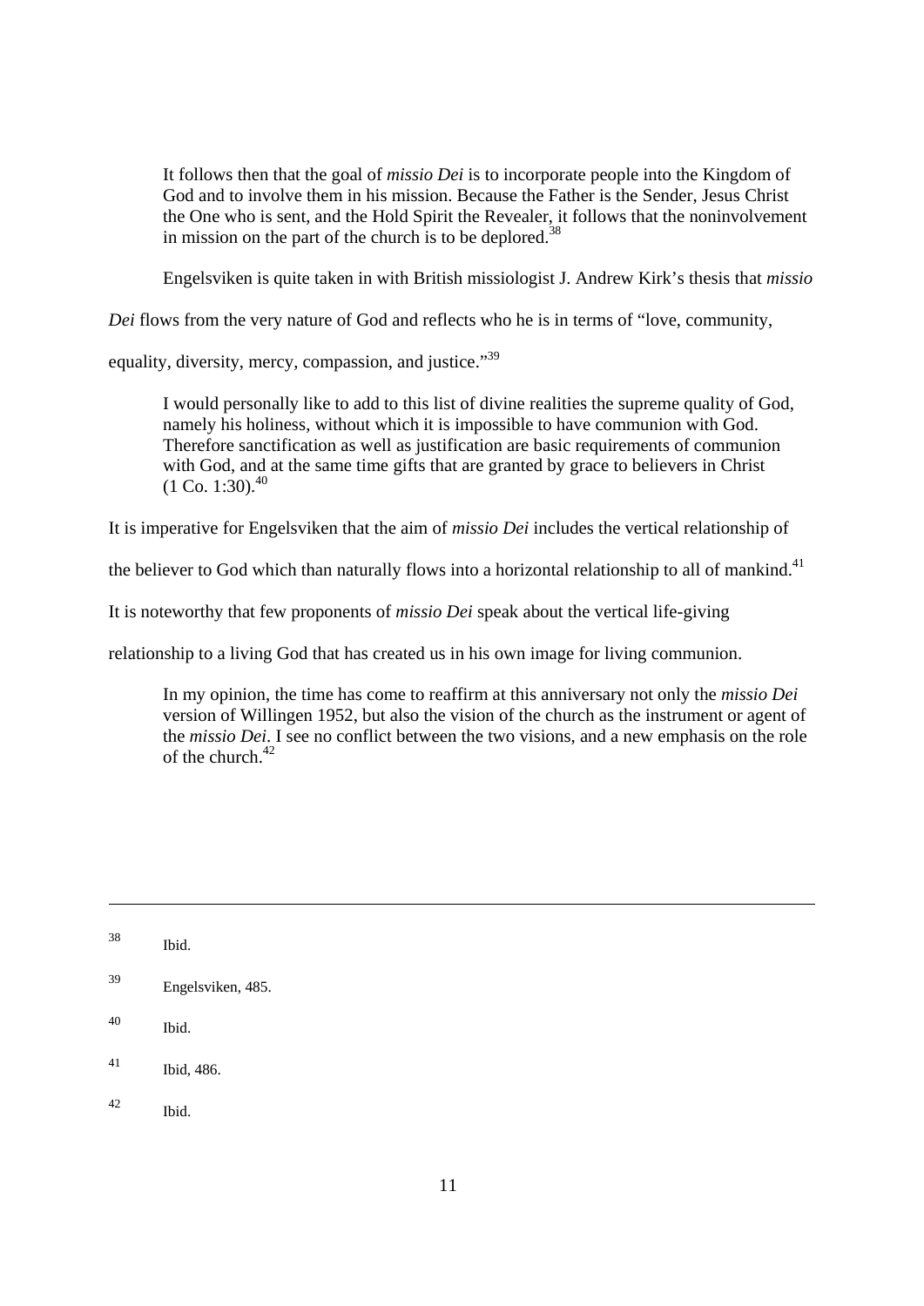> It follows then that the goal of *missio Dei* is to incorporate people into the Kingdom of God and to involve them in his mission. Because the Father is the Sender, Jesus Christ the One who is sent, and the Hold Spirit the Revealer, it follows that the noninvolvement in mission on the part of the church is to be deplored.[38]

Engelsviken is quite taken in with British missiologist J. Andrew Kirk's thesis that *missio Dei* flows from the very nature of God and reflects who he is in terms of "love, community, equality, diversity, mercy, compassion, and justice."[39]

> I would personally like to add to this list of divine realities the supreme quality of God, namely his holiness, without which it is impossible to have communion with God. Therefore sanctification as well as justification are basic requirements of communion with God, and at the same time gifts that are granted by grace to believers in Christ (1 Co. 1:30).[40]

It is imperative for Engelsviken that the aim of *missio Dei* includes the vertical relationship of the believer to God which than naturally flows into a horizontal relationship to all of mankind.[41] It is noteworthy that few proponents of *missio Dei* speak about the vertical life-giving relationship to a living God that has created us in his own image for living communion.

> In my opinion, the time has come to reaffirm at this anniversary not only the *missio Dei* version of Willingen 1952, but also the vision of the church as the instrument or agent of the *missio Dei*. I see no conflict between the two visions, and a new emphasis on the role of the church.[42]

---

[38] Ibid.

[39] Engelsviken, 485.

[40] Ibid.

[41] Ibid, 486.

[42] Ibid.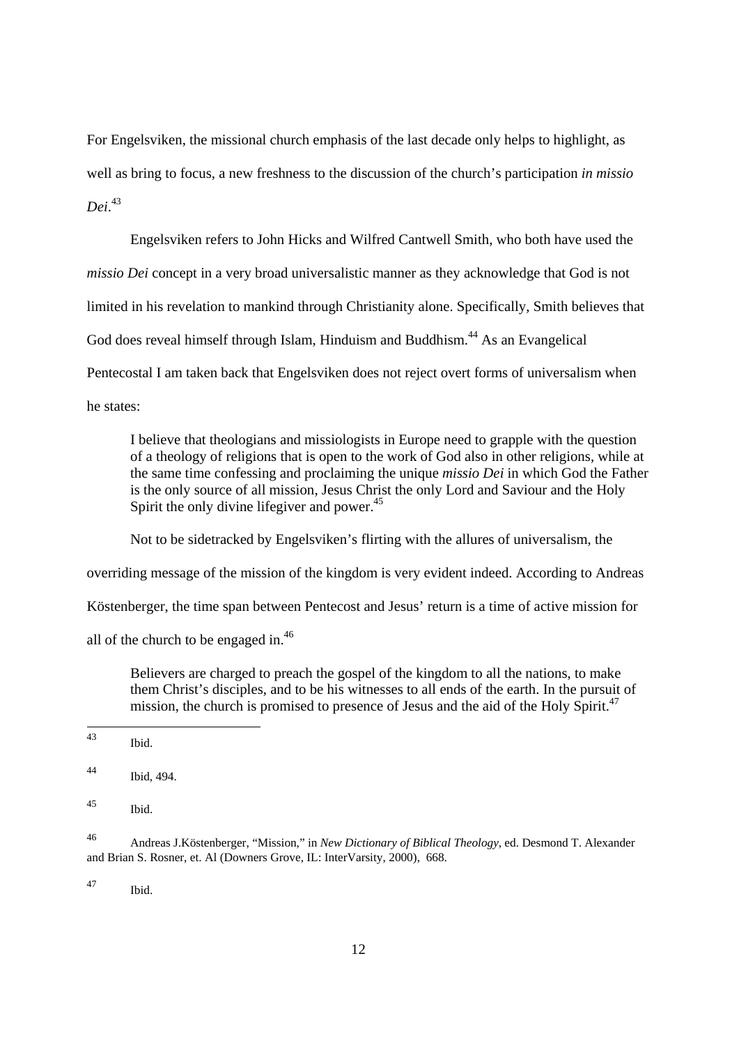For Engelsviken, the missional church emphasis of the last decade only helps to highlight, as well as bring to focus, a new freshness to the discussion of the church's participation *in missio Dei*.[43]

Engelsviken refers to John Hicks and Wilfred Cantwell Smith, who both have used the *missio Dei* concept in a very broad universalistic manner as they acknowledge that God is not limited in his revelation to mankind through Christianity alone. Specifically, Smith believes that God does reveal himself through Islam, Hinduism and Buddhism.[44] As an Evangelical Pentecostal I am taken back that Engelsviken does not reject overt forms of universalism when he states:

> I believe that theologians and missiologists in Europe need to grapple with the question of a theology of religions that is open to the work of God also in other religions, while at the same time confessing and proclaiming the unique *missio Dei* in which God the Father is the only source of all mission, Jesus Christ the only Lord and Saviour and the Holy Spirit the only divine lifegiver and power.[45]

Not to be sidetracked by Engelsviken's flirting with the allures of universalism, the overriding message of the mission of the kingdom is very evident indeed. According to Andreas Köstenberger, the time span between Pentecost and Jesus' return is a time of active mission for all of the church to be engaged in.[46]

> Believers are charged to preach the gospel of the kingdom to all the nations, to make them Christ's disciples, and to be his witnesses to all ends of the earth. In the pursuit of mission, the church is promised to presence of Jesus and the aid of the Holy Spirit.[47]

---

[43] Ibid.

[44] Ibid, 494.

[45] Ibid.

[46] Andreas J.Köstenberger, "Mission," in *New Dictionary of Biblical Theology*, ed. Desmond T. Alexander and Brian S. Rosner, et. Al (Downers Grove, IL: InterVarsity, 2000), 668.

[47] Ibid.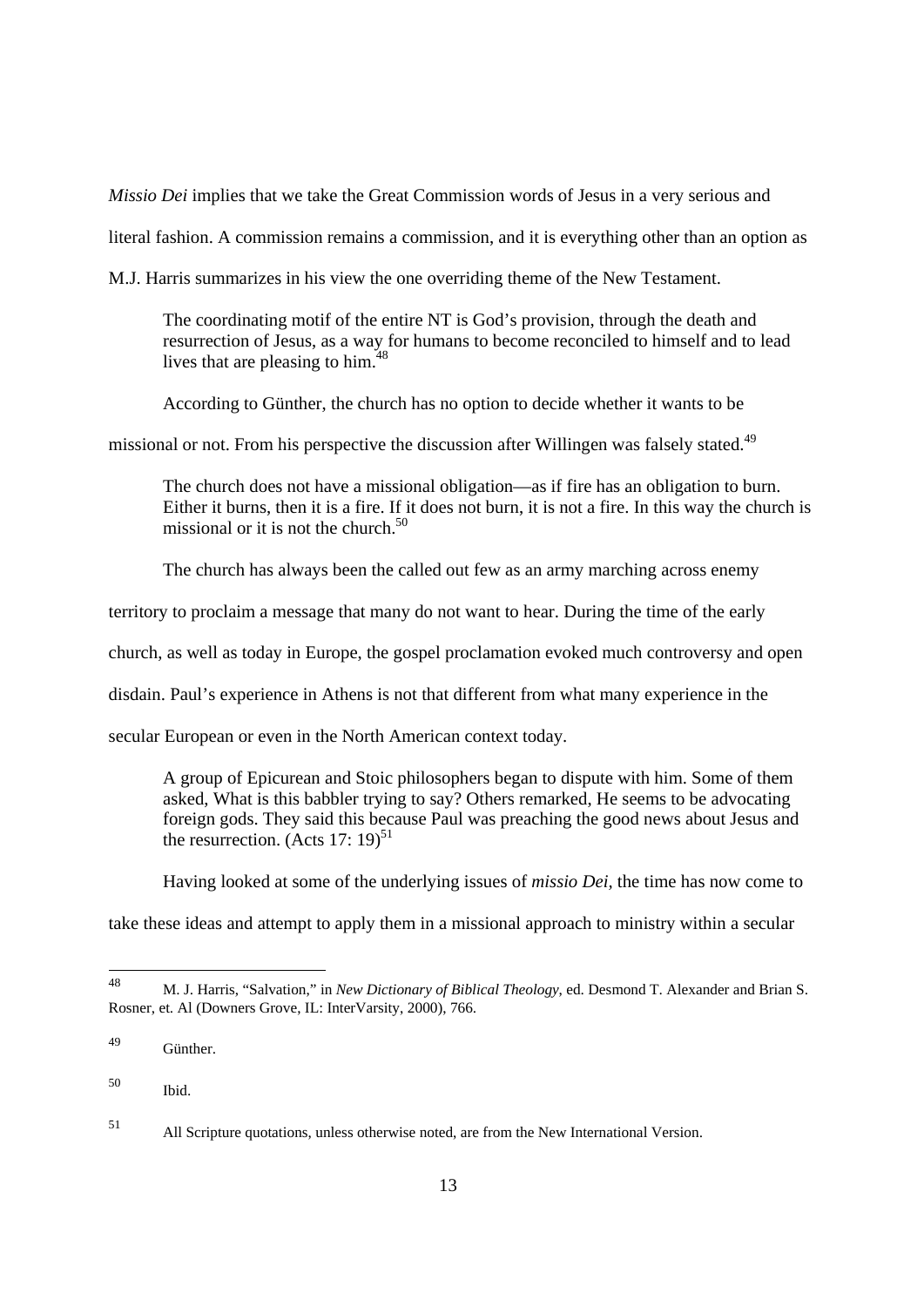*Missio Dei* implies that we take the Great Commission words of Jesus in a very serious and literal fashion. A commission remains a commission, and it is everything other than an option as M.J. Harris summarizes in his view the one overriding theme of the New Testament.

> The coordinating motif of the entire NT is God's provision, through the death and resurrection of Jesus, as a way for humans to become reconciled to himself and to lead lives that are pleasing to him.[48]

According to Günther, the church has no option to decide whether it wants to be missional or not. From his perspective the discussion after Willingen was falsely stated.[49]

> The church does not have a missional obligation—as if fire has an obligation to burn. Either it burns, then it is a fire. If it does not burn, it is not a fire. In this way the church is missional or it is not the church.[50]

The church has always been the called out few as an army marching across enemy territory to proclaim a message that many do not want to hear. During the time of the early church, as well as today in Europe, the gospel proclamation evoked much controversy and open disdain. Paul's experience in Athens is not that different from what many experience in the secular European or even in the North American context today.

> A group of Epicurean and Stoic philosophers began to dispute with him. Some of them asked, What is this babbler trying to say? Others remarked, He seems to be advocating foreign gods. They said this because Paul was preaching the good news about Jesus and the resurrection. (Acts 17: 19)[51]

Having looked at some of the underlying issues of *missio Dei*, the time has now come to take these ideas and attempt to apply them in a missional approach to ministry within a secular

---

[48] M. J. Harris, "Salvation," in *New Dictionary of Biblical Theology*, ed. Desmond T. Alexander and Brian S. Rosner, et. Al (Downers Grove, IL: InterVarsity, 2000), 766.

[49] Günther.

[50] Ibid.

[51] All Scripture quotations, unless otherwise noted, are from the New International Version.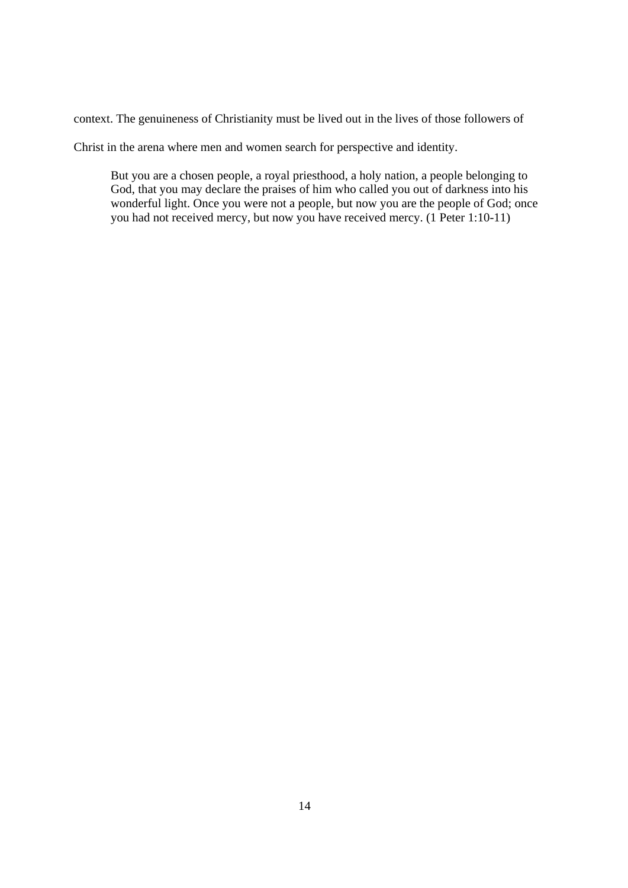context. The genuineness of Christianity must be lived out in the lives of those followers of Christ in the arena where men and women search for perspective and identity.

> But you are a chosen people, a royal priesthood, a holy nation, a people belonging to God, that you may declare the praises of him who called you out of darkness into his wonderful light. Once you were not a people, but now you are the people of God; once you had not received mercy, but now you have received mercy. (1 Peter 1:10-11)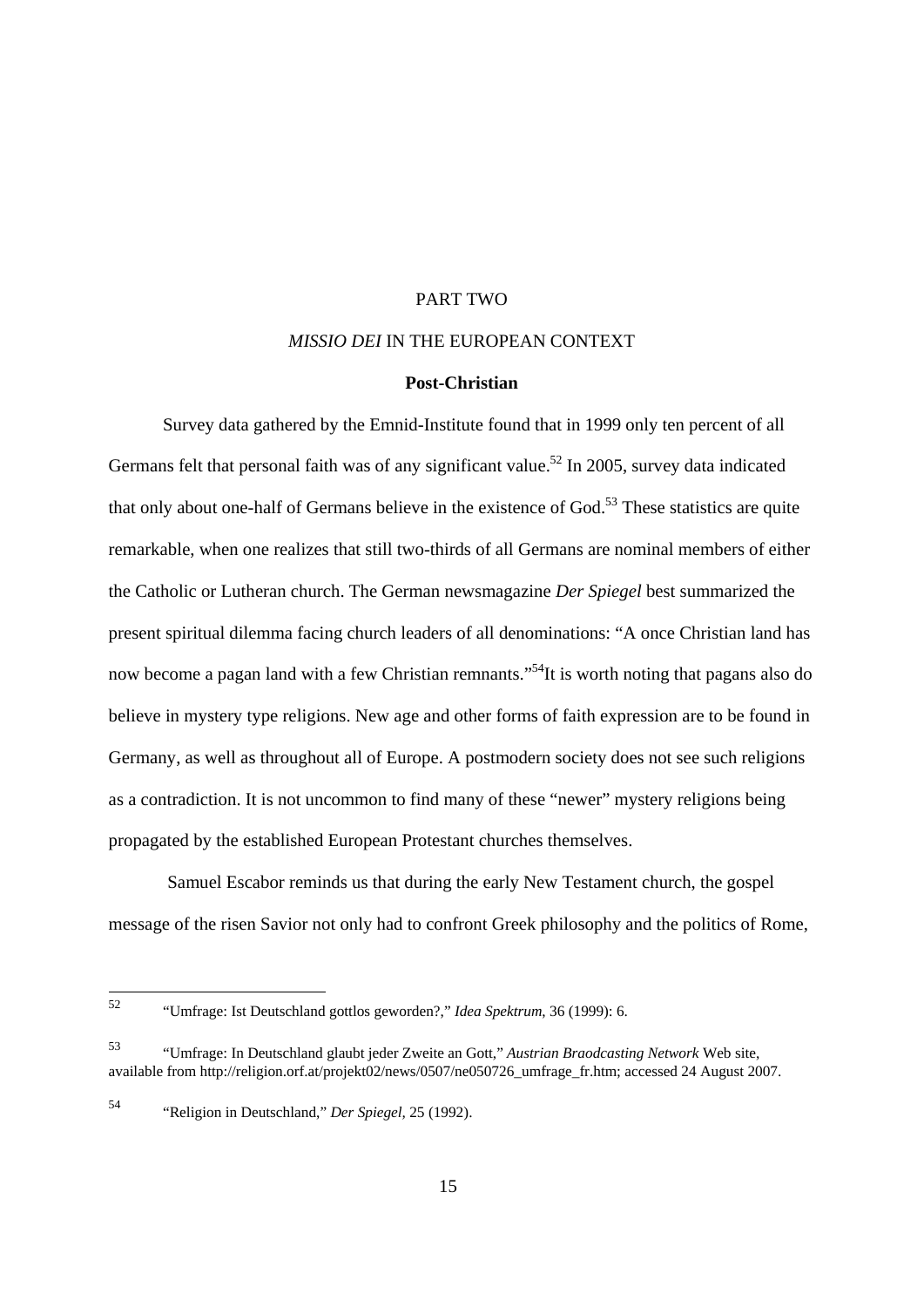# PART TWO

## *MISSIO DEI* IN THE EUROPEAN CONTEXT

### Post-Christian

Survey data gathered by the Emnid-Institute found that in 1999 only ten percent of all Germans felt that personal faith was of any significant value.[52] In 2005, survey data indicated that only about one-half of Germans believe in the existence of God.[53] These statistics are quite remarkable, when one realizes that still two-thirds of all Germans are nominal members of either the Catholic or Lutheran church. The German newsmagazine *Der Spiegel* best summarized the present spiritual dilemma facing church leaders of all denominations: "A once Christian land has now become a pagan land with a few Christian remnants."[54]It is worth noting that pagans also do believe in mystery type religions. New age and other forms of faith expression are to be found in Germany, as well as throughout all of Europe. A postmodern society does not see such religions as a contradiction. It is not uncommon to find many of these "newer" mystery religions being propagated by the established European Protestant churches themselves.

Samuel Escabor reminds us that during the early New Testament church, the gospel message of the risen Savior not only had to confront Greek philosophy and the politics of Rome,

---

[52] "Umfrage: Ist Deutschland gottlos geworden?," *Idea Spektrum*, 36 (1999): 6.

[53] "Umfrage: In Deutschland glaubt jeder Zweite an Gott," *Austrian Braodcasting Network* Web site, available from http://religion.orf.at/projekt02/news/0507/ne050726_umfrage_fr.htm; accessed 24 August 2007.

[54] "Religion in Deutschland," *Der Spiegel*, 25 (1992).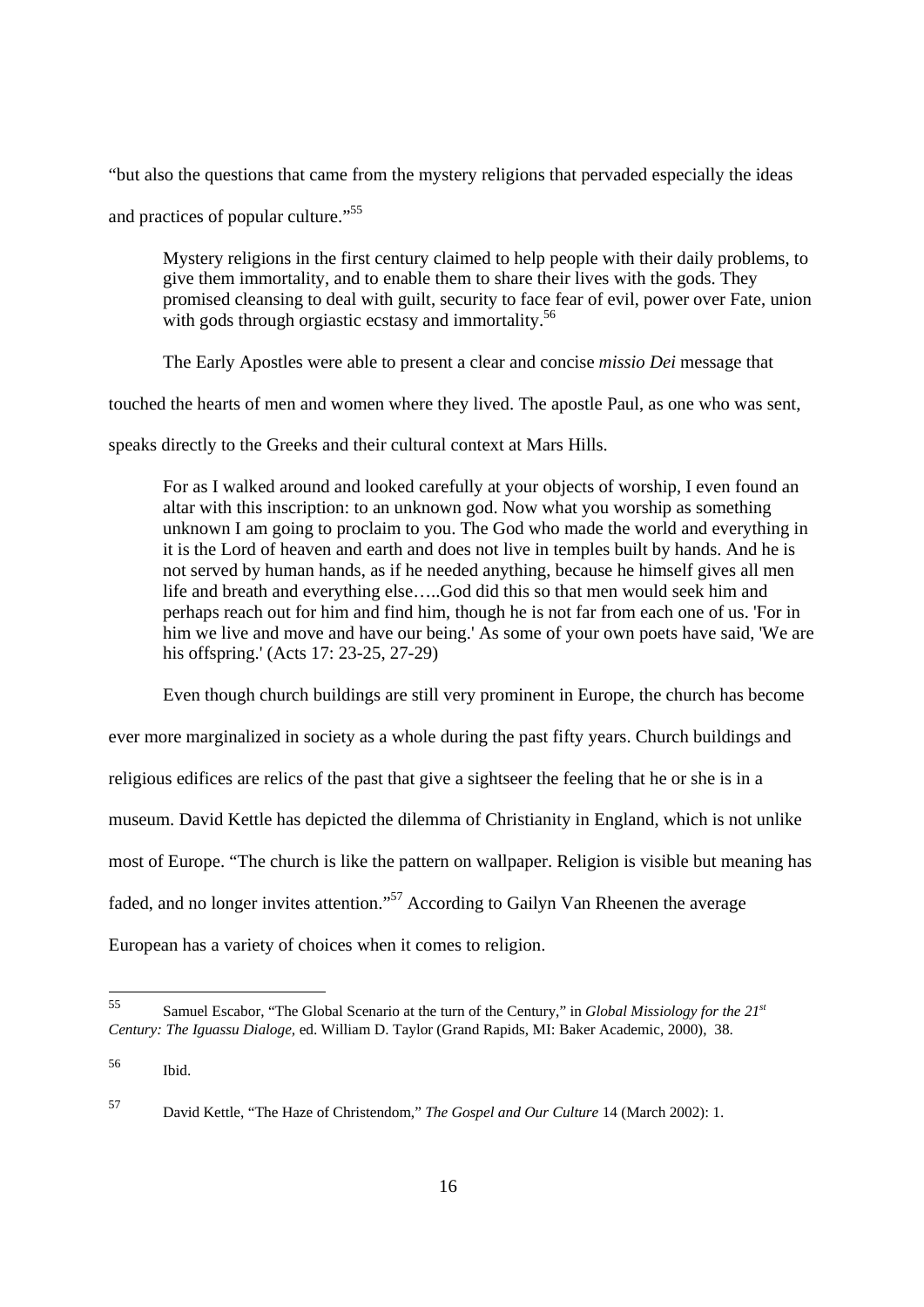"but also the questions that came from the mystery religions that pervaded especially the ideas and practices of popular culture."[55]

> Mystery religions in the first century claimed to help people with their daily problems, to give them immortality, and to enable them to share their lives with the gods. They promised cleansing to deal with guilt, security to face fear of evil, power over Fate, union with gods through orgiastic ecstasy and immortality.[56]

The Early Apostles were able to present a clear and concise *missio Dei* message that touched the hearts of men and women where they lived. The apostle Paul, as one who was sent, speaks directly to the Greeks and their cultural context at Mars Hills.

> For as I walked around and looked carefully at your objects of worship, I even found an altar with this inscription: to an unknown god. Now what you worship as something unknown I am going to proclaim to you. The God who made the world and everything in it is the Lord of heaven and earth and does not live in temples built by hands. And he is not served by human hands, as if he needed anything, because he himself gives all men life and breath and everything else…..God did this so that men would seek him and perhaps reach out for him and find him, though he is not far from each one of us. 'For in him we live and move and have our being.' As some of your own poets have said, 'We are his offspring.' (Acts 17: 23-25, 27-29)

Even though church buildings are still very prominent in Europe, the church has become ever more marginalized in society as a whole during the past fifty years. Church buildings and religious edifices are relics of the past that give a sightseer the feeling that he or she is in a museum. David Kettle has depicted the dilemma of Christianity in England, which is not unlike most of Europe. "The church is like the pattern on wallpaper. Religion is visible but meaning has faded, and no longer invites attention."[57] According to Gailyn Van Rheenen the average European has a variety of choices when it comes to religion.

---

[55] Samuel Escabor, "The Global Scenario at the turn of the Century," in *Global Missiology for the 21st Century: The Iguassu Dialoge,* ed. William D. Taylor (Grand Rapids, MI: Baker Academic, 2000), 38.

[56] Ibid.

[57] David Kettle, "The Haze of Christendom," *The Gospel and Our Culture* 14 (March 2002): 1.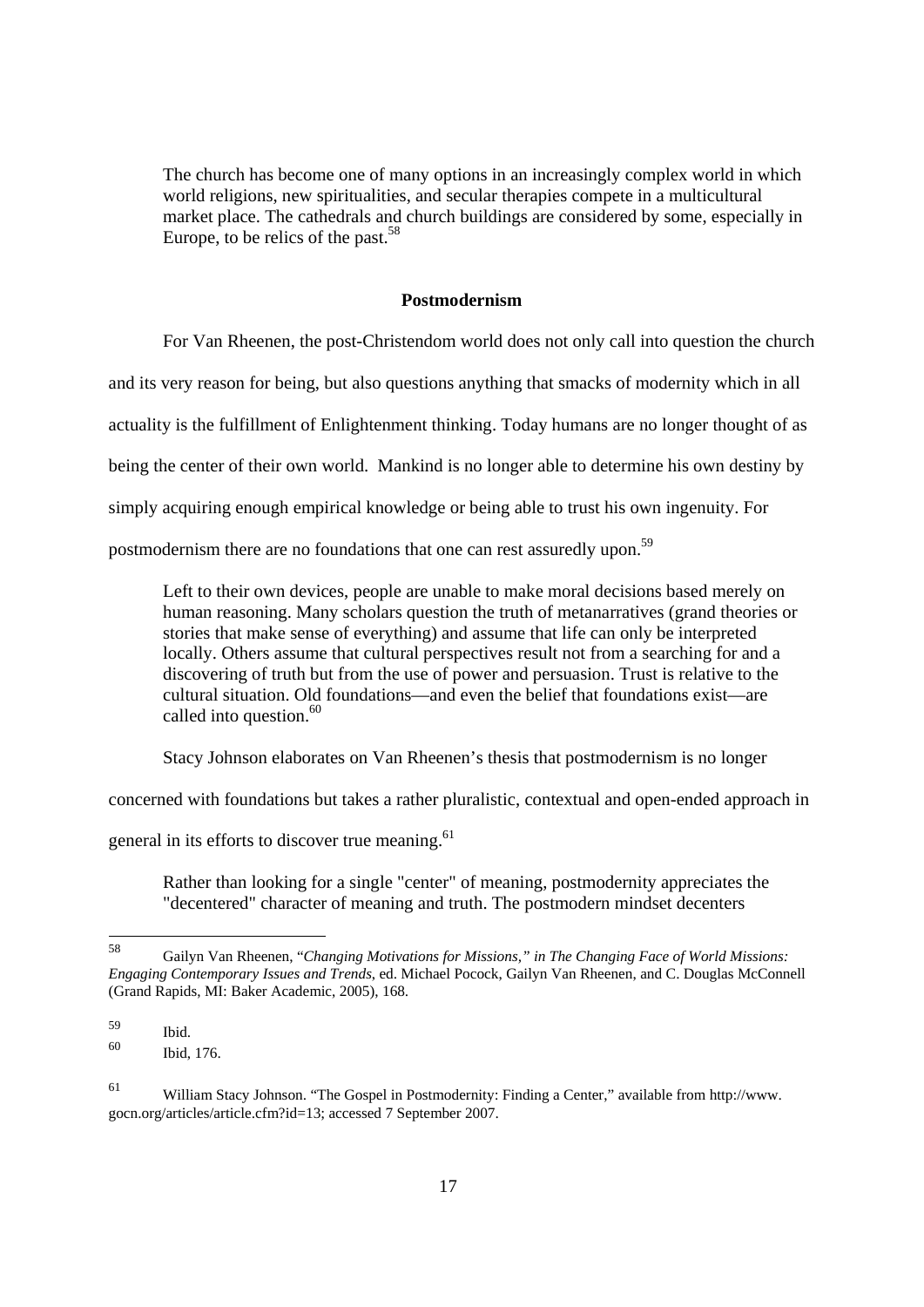> The church has become one of many options in an increasingly complex world in which world religions, new spiritualities, and secular therapies compete in a multicultural market place. The cathedrals and church buildings are considered by some, especially in Europe, to be relics of the past.[58]

### Postmodernism

For Van Rheenen, the post-Christendom world does not only call into question the church and its very reason for being, but also questions anything that smacks of modernity which in all actuality is the fulfillment of Enlightenment thinking. Today humans are no longer thought of as being the center of their own world. Mankind is no longer able to determine his own destiny by simply acquiring enough empirical knowledge or being able to trust his own ingenuity. For postmodernism there are no foundations that one can rest assuredly upon.[59]

> Left to their own devices, people are unable to make moral decisions based merely on human reasoning. Many scholars question the truth of metanarratives (grand theories or stories that make sense of everything) and assume that life can only be interpreted locally. Others assume that cultural perspectives result not from a searching for and a discovering of truth but from the use of power and persuasion. Trust is relative to the cultural situation. Old foundations—and even the belief that foundations exist—are called into question.[60]

Stacy Johnson elaborates on Van Rheenen's thesis that postmodernism is no longer concerned with foundations but takes a rather pluralistic, contextual and open-ended approach in general in its efforts to discover true meaning.[61]

> Rather than looking for a single "center" of meaning, postmodernity appreciates the "decentered" character of meaning and truth. The postmodern mindset decenters

---

[58] Gailyn Van Rheenen, "*Changing Motivations for Missions," in The Changing Face of World Missions: Engaging Contemporary Issues and Trends*, ed. Michael Pocock, Gailyn Van Rheenen, and C. Douglas McConnell (Grand Rapids, MI: Baker Academic, 2005), 168.

[59] Ibid.

[60] Ibid, 176.

[61] William Stacy Johnson. "The Gospel in Postmodernity: Finding a Center," available from http://www.gocn.org/articles/article.cfm?id=13; accessed 7 September 2007.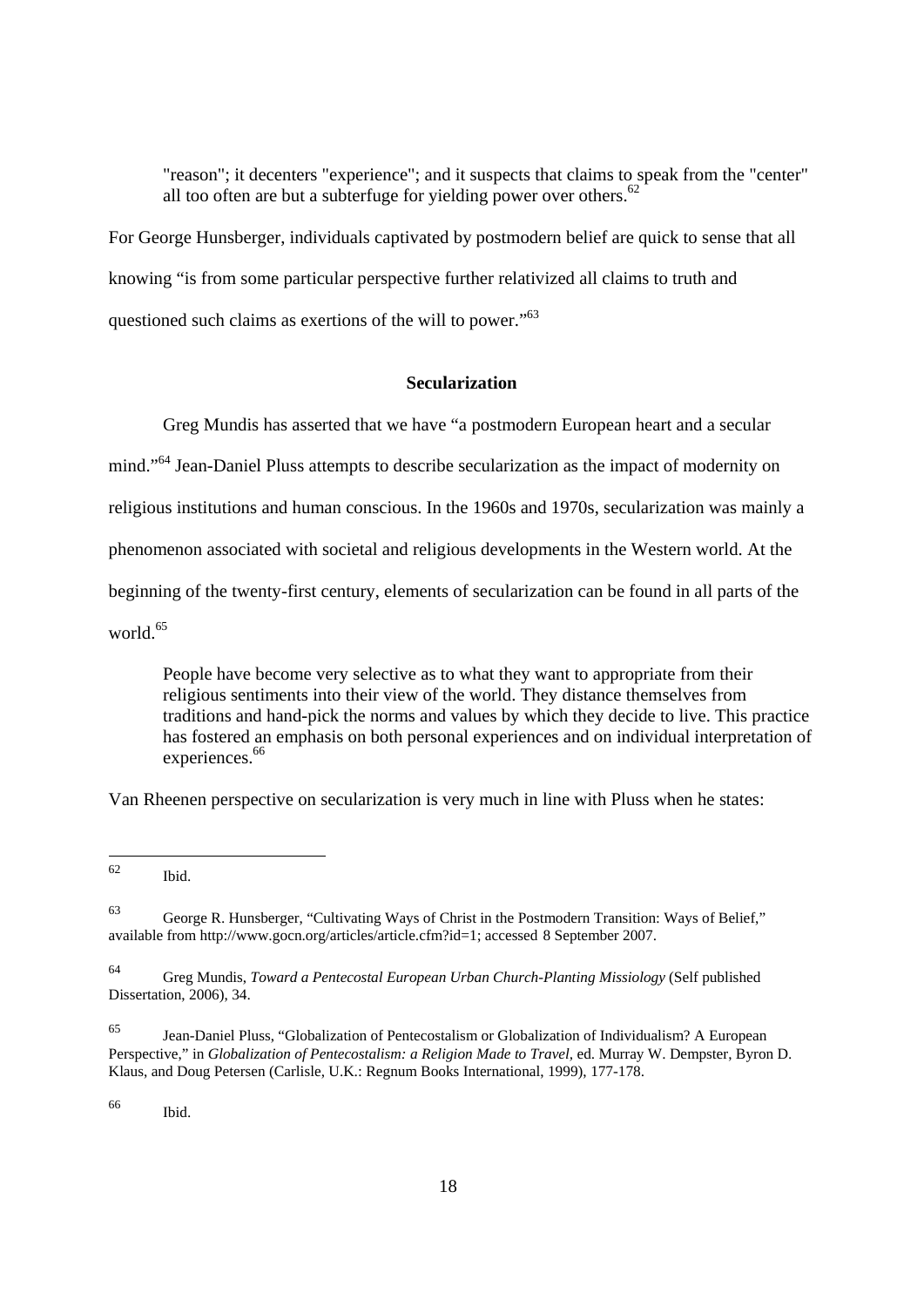> "reason"; it decenters "experience"; and it suspects that claims to speak from the "center" all too often are but a subterfuge for yielding power over others.[62]

For George Hunsberger, individuals captivated by postmodern belief are quick to sense that all knowing "is from some particular perspective further relativized all claims to truth and questioned such claims as exertions of the will to power."[63]

### Secularization

Greg Mundis has asserted that we have "a postmodern European heart and a secular mind."[64] Jean-Daniel Pluss attempts to describe secularization as the impact of modernity on religious institutions and human conscious. In the 1960s and 1970s, secularization was mainly a phenomenon associated with societal and religious developments in the Western world. At the beginning of the twenty-first century, elements of secularization can be found in all parts of the world.[65]

> People have become very selective as to what they want to appropriate from their religious sentiments into their view of the world. They distance themselves from traditions and hand-pick the norms and values by which they decide to live. This practice has fostered an emphasis on both personal experiences and on individual interpretation of experiences.[66]

Van Rheenen perspective on secularization is very much in line with Pluss when he states:

---

[62] Ibid.

[63] George R. Hunsberger, "Cultivating Ways of Christ in the Postmodern Transition: Ways of Belief," available from http://www.gocn.org/articles/article.cfm?id=1; accessed 8 September 2007.

[64] Greg Mundis, *Toward a Pentecostal European Urban Church-Planting Missiology* (Self published Dissertation, 2006), 34.

[65] Jean-Daniel Pluss, "Globalization of Pentecostalism or Globalization of Individualism? A European Perspective," in *Globalization of Pentecostalism: a Religion Made to Travel*, ed. Murray W. Dempster, Byron D. Klaus, and Doug Petersen (Carlisle, U.K.: Regnum Books International, 1999), 177-178.

[66] Ibid.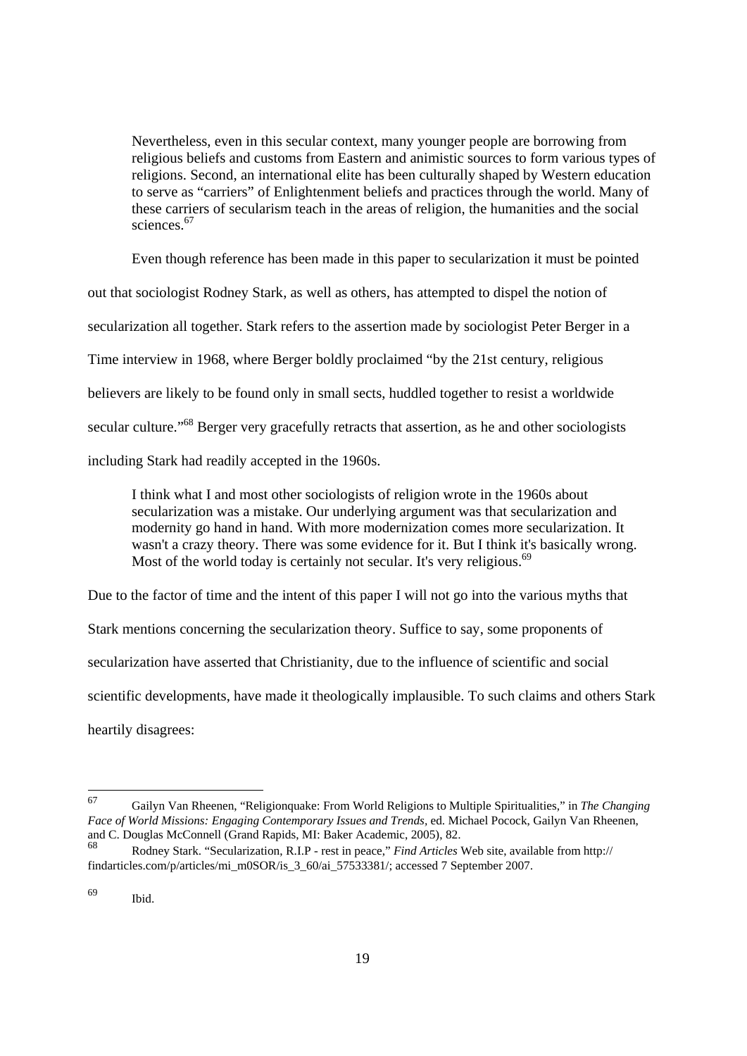> Nevertheless, even in this secular context, many younger people are borrowing from religious beliefs and customs from Eastern and animistic sources to form various types of religions. Second, an international elite has been culturally shaped by Western education to serve as "carriers" of Enlightenment beliefs and practices through the world. Many of these carriers of secularism teach in the areas of religion, the humanities and the social sciences.[67]

Even though reference has been made in this paper to secularization it must be pointed out that sociologist Rodney Stark, as well as others, has attempted to dispel the notion of secularization all together. Stark refers to the assertion made by sociologist Peter Berger in a Time interview in 1968, where Berger boldly proclaimed "by the 21st century, religious believers are likely to be found only in small sects, huddled together to resist a worldwide secular culture."[68] Berger very gracefully retracts that assertion, as he and other sociologists including Stark had readily accepted in the 1960s.

> I think what I and most other sociologists of religion wrote in the 1960s about secularization was a mistake. Our underlying argument was that secularization and modernity go hand in hand. With more modernization comes more secularization. It wasn't a crazy theory. There was some evidence for it. But I think it's basically wrong. Most of the world today is certainly not secular. It's very religious.[69]

Due to the factor of time and the intent of this paper I will not go into the various myths that Stark mentions concerning the secularization theory. Suffice to say, some proponents of secularization have asserted that Christianity, due to the influence of scientific and social scientific developments, have made it theologically implausible. To such claims and others Stark heartily disagrees:

---

[67] Gailyn Van Rheenen, "Religionquake: From World Religions to Multiple Spiritualities," in *The Changing Face of World Missions: Engaging Contemporary Issues and Trends*, ed. Michael Pocock, Gailyn Van Rheenen, and C. Douglas McConnell (Grand Rapids, MI: Baker Academic, 2005), 82.

[68] Rodney Stark. "Secularization, R.I.P - rest in peace," *Find Articles* Web site, available from http:// findarticles.com/p/articles/mi_m0SOR/is_3_60/ai_57533381/; accessed 7 September 2007.

[69] Ibid.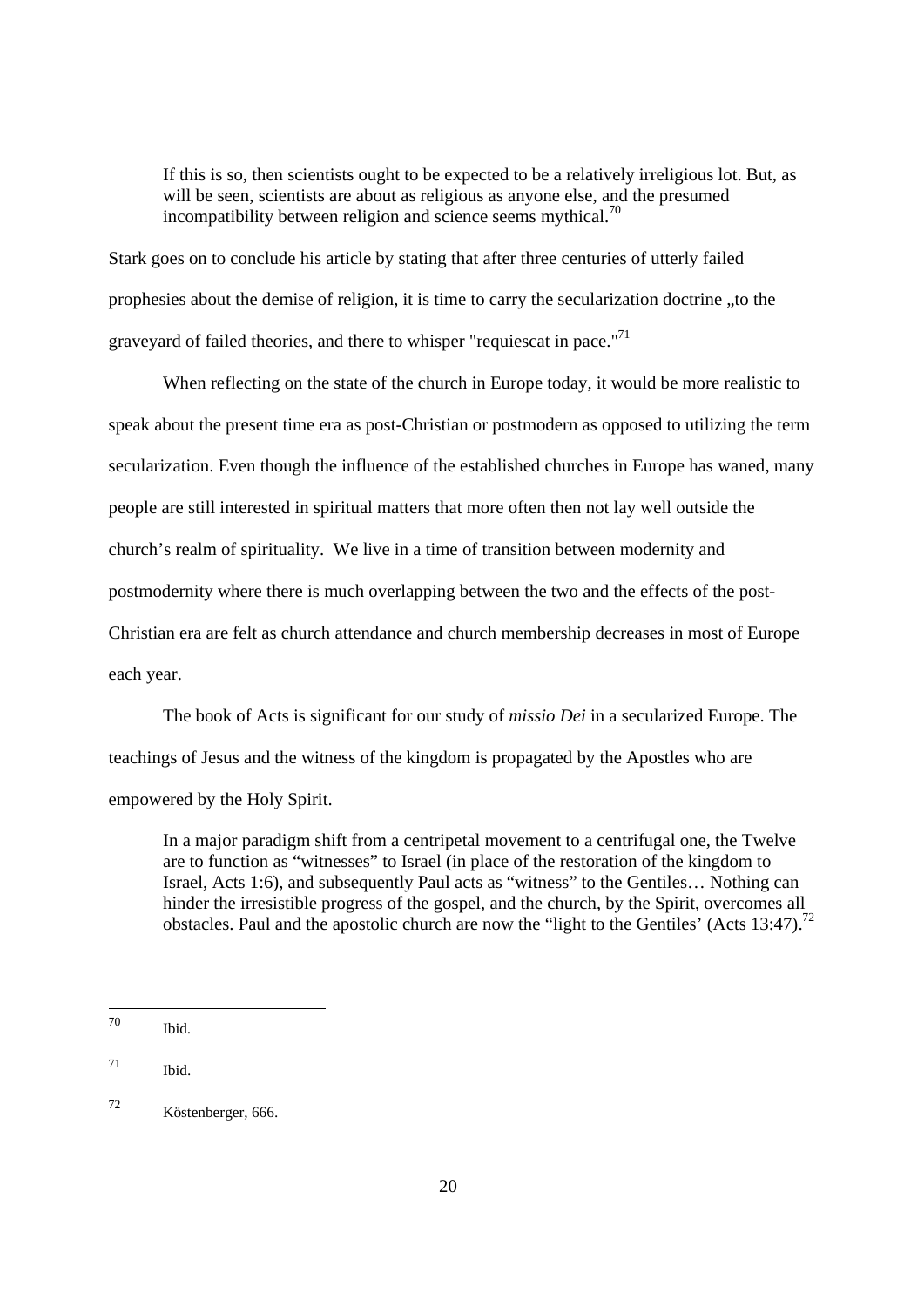> If this is so, then scientists ought to be expected to be a relatively irreligious lot. But, as will be seen, scientists are about as religious as anyone else, and the presumed incompatibility between religion and science seems mythical.[70]

Stark goes on to conclude his article by stating that after three centuries of utterly failed prophesies about the demise of religion, it is time to carry the secularization doctrine „to the graveyard of failed theories, and there to whisper "requiescat in pace."[71]

When reflecting on the state of the church in Europe today, it would be more realistic to speak about the present time era as post-Christian or postmodern as opposed to utilizing the term secularization. Even though the influence of the established churches in Europe has waned, many people are still interested in spiritual matters that more often then not lay well outside the church's realm of spirituality. We live in a time of transition between modernity and postmodernity where there is much overlapping between the two and the effects of the post-Christian era are felt as church attendance and church membership decreases in most of Europe each year.

The book of Acts is significant for our study of *missio Dei* in a secularized Europe. The teachings of Jesus and the witness of the kingdom is propagated by the Apostles who are empowered by the Holy Spirit.

> In a major paradigm shift from a centripetal movement to a centrifugal one, the Twelve are to function as "witnesses" to Israel (in place of the restoration of the kingdom to Israel, Acts 1:6), and subsequently Paul acts as "witness" to the Gentiles… Nothing can hinder the irresistible progress of the gospel, and the church, by the Spirit, overcomes all obstacles. Paul and the apostolic church are now the "light to the Gentiles' (Acts 13:47).[72]

---

[70] Ibid.

[71] Ibid.

[72] Köstenberger, 666.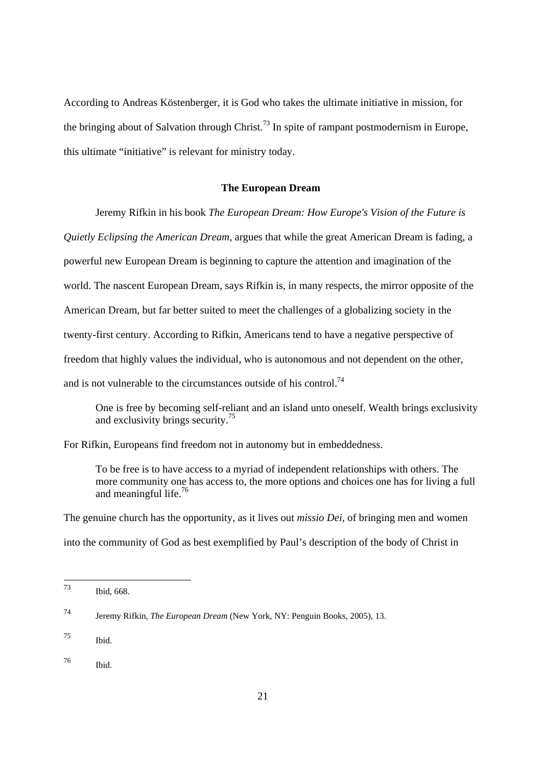According to Andreas Köstenberger, it is God who takes the ultimate initiative in mission, for the bringing about of Salvation through Christ.[73] In spite of rampant postmodernism in Europe, this ultimate "initiative" is relevant for ministry today.

### The European Dream

Jeremy Rifkin in his book *The European Dream: How Europe's Vision of the Future is Quietly Eclipsing the American Dream*, argues that while the great American Dream is fading, a powerful new European Dream is beginning to capture the attention and imagination of the world. The nascent European Dream, says Rifkin is, in many respects, the mirror opposite of the American Dream, but far better suited to meet the challenges of a globalizing society in the twenty-first century. According to Rifkin, Americans tend to have a negative perspective of freedom that highly values the individual, who is autonomous and not dependent on the other, and is not vulnerable to the circumstances outside of his control.[74]

> One is free by becoming self-reliant and an island unto oneself. Wealth brings exclusivity and exclusivity brings security.[75]

For Rifkin, Europeans find freedom not in autonomy but in embeddedness.

> To be free is to have access to a myriad of independent relationships with others. The more community one has access to, the more options and choices one has for living a full and meaningful life.[76]

The genuine church has the opportunity, as it lives out *missio Dei*, of bringing men and women into the community of God as best exemplified by Paul's description of the body of Christ in

---

[73] Ibid, 668.

[74] Jeremy Rifkin, *The European Dream* (New York, NY: Penguin Books, 2005), 13.

[75] Ibid.

[76] Ibid.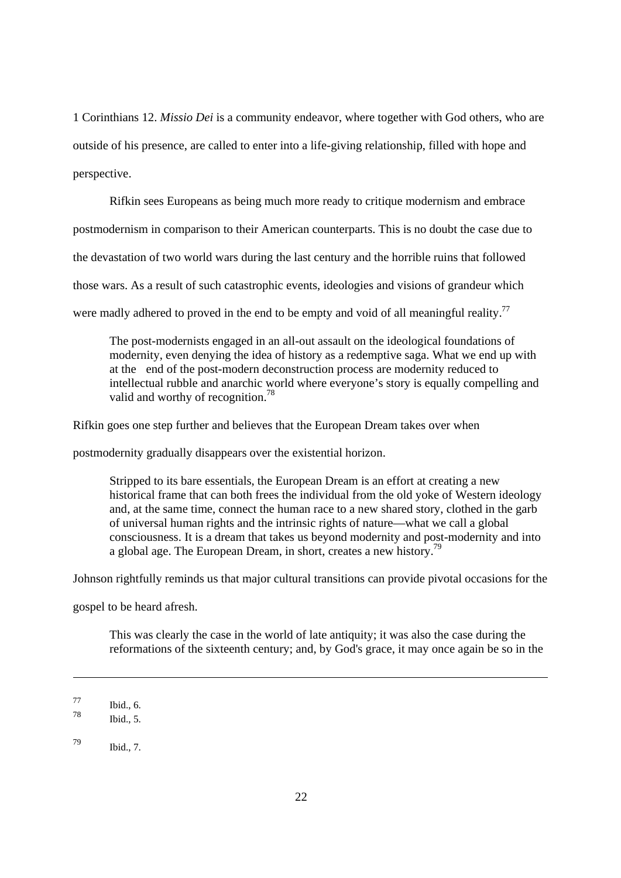1 Corinthians 12. *Missio Dei* is a community endeavor, where together with God others, who are outside of his presence, are called to enter into a life-giving relationship, filled with hope and perspective.

Rifkin sees Europeans as being much more ready to critique modernism and embrace postmodernism in comparison to their American counterparts. This is no doubt the case due to the devastation of two world wars during the last century and the horrible ruins that followed those wars. As a result of such catastrophic events, ideologies and visions of grandeur which were madly adhered to proved in the end to be empty and void of all meaningful reality.[77]

> The post-modernists engaged in an all-out assault on the ideological foundations of modernity, even denying the idea of history as a redemptive saga. What we end up with at the end of the post-modern deconstruction process are modernity reduced to intellectual rubble and anarchic world where everyone's story is equally compelling and valid and worthy of recognition.[78]

Rifkin goes one step further and believes that the European Dream takes over when postmodernity gradually disappears over the existential horizon.

> Stripped to its bare essentials, the European Dream is an effort at creating a new historical frame that can both frees the individual from the old yoke of Western ideology and, at the same time, connect the human race to a new shared story, clothed in the garb of universal human rights and the intrinsic rights of nature—what we call a global consciousness. It is a dream that takes us beyond modernity and post-modernity and into a global age. The European Dream, in short, creates a new history.[79]

Johnson rightfully reminds us that major cultural transitions can provide pivotal occasions for the gospel to be heard afresh.

> This was clearly the case in the world of late antiquity; it was also the case during the reformations of the sixteenth century; and, by God's grace, it may once again be so in the

---

[77] Ibid., 6.

[78] Ibid., 5.

[79] Ibid., 7.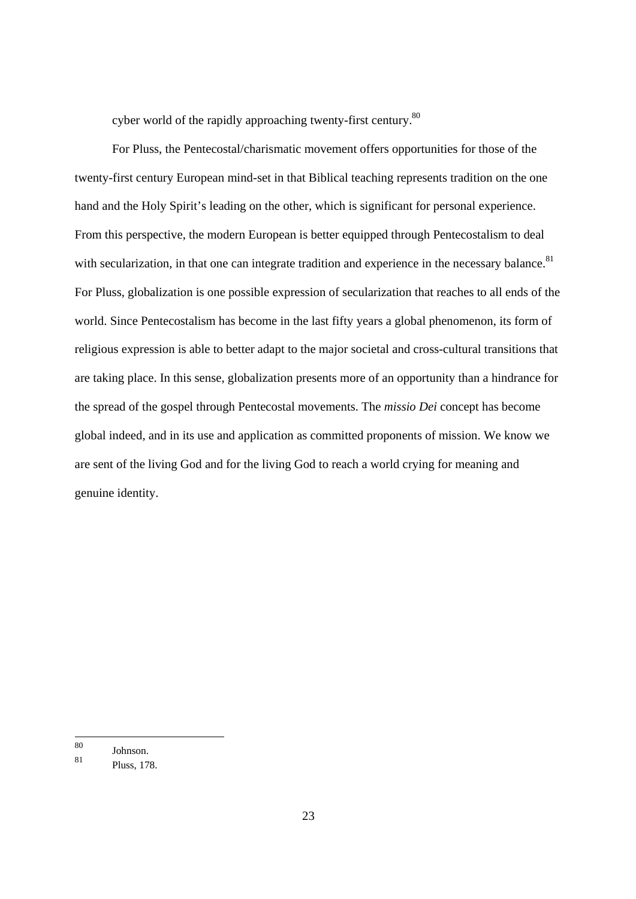cyber world of the rapidly approaching twenty-first century.[80]

For Pluss, the Pentecostal/charismatic movement offers opportunities for those of the twenty-first century European mind-set in that Biblical teaching represents tradition on the one hand and the Holy Spirit's leading on the other, which is significant for personal experience. From this perspective, the modern European is better equipped through Pentecostalism to deal with secularization, in that one can integrate tradition and experience in the necessary balance.[81] For Pluss, globalization is one possible expression of secularization that reaches to all ends of the world. Since Pentecostalism has become in the last fifty years a global phenomenon, its form of religious expression is able to better adapt to the major societal and cross-cultural transitions that are taking place. In this sense, globalization presents more of an opportunity than a hindrance for the spread of the gospel through Pentecostal movements. The *missio Dei* concept has become global indeed, and in its use and application as committed proponents of mission. We know we are sent of the living God and for the living God to reach a world crying for meaning and genuine identity.

---

[80] Johnson.

[81] Pluss, 178.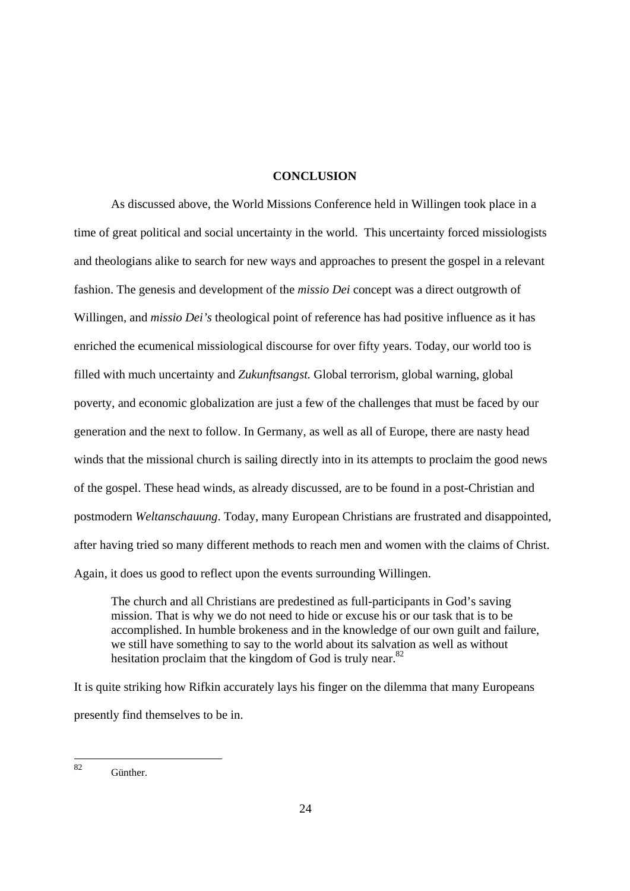## CONCLUSION

As discussed above, the World Missions Conference held in Willingen took place in a time of great political and social uncertainty in the world. This uncertainty forced missiologists and theologians alike to search for new ways and approaches to present the gospel in a relevant fashion. The genesis and development of the *missio Dei* concept was a direct outgrowth of Willingen, and *missio Dei's* theological point of reference has had positive influence as it has enriched the ecumenical missiological discourse for over fifty years. Today, our world too is filled with much uncertainty and *Zukunftsangst.* Global terrorism, global warning, global poverty, and economic globalization are just a few of the challenges that must be faced by our generation and the next to follow. In Germany, as well as all of Europe, there are nasty head winds that the missional church is sailing directly into in its attempts to proclaim the good news of the gospel. These head winds, as already discussed, are to be found in a post-Christian and postmodern *Weltanschauung*. Today, many European Christians are frustrated and disappointed, after having tried so many different methods to reach men and women with the claims of Christ. Again, it does us good to reflect upon the events surrounding Willingen.

> The church and all Christians are predestined as full-participants in God's saving mission. That is why we do not need to hide or excuse his or our task that is to be accomplished. In humble brokeness and in the knowledge of our own guilt and failure, we still have something to say to the world about its salvation as well as without hesitation proclaim that the kingdom of God is truly near.[82]

It is quite striking how Rifkin accurately lays his finger on the dilemma that many Europeans presently find themselves to be in.

---

[82] Günther.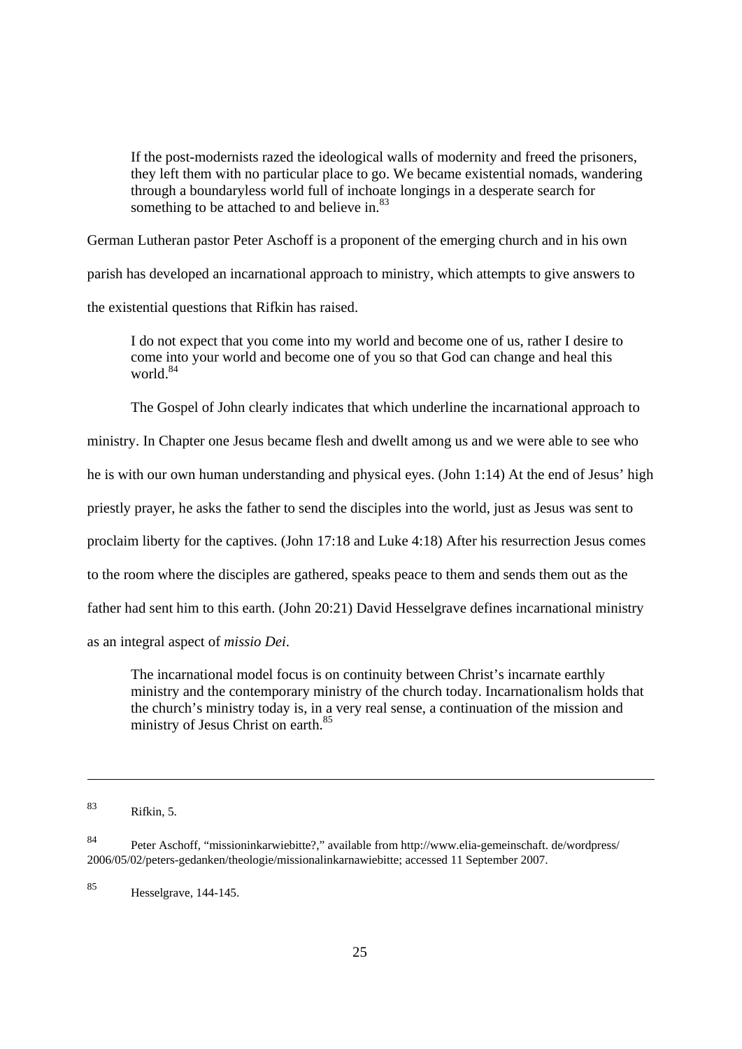> If the post-modernists razed the ideological walls of modernity and freed the prisoners, they left them with no particular place to go. We became existential nomads, wandering through a boundaryless world full of inchoate longings in a desperate search for something to be attached to and believe in.[83]

German Lutheran pastor Peter Aschoff is a proponent of the emerging church and in his own parish has developed an incarnational approach to ministry, which attempts to give answers to the existential questions that Rifkin has raised.

> I do not expect that you come into my world and become one of us, rather I desire to come into your world and become one of you so that God can change and heal this world.[84]

The Gospel of John clearly indicates that which underline the incarnational approach to ministry. In Chapter one Jesus became flesh and dwellt among us and we were able to see who he is with our own human understanding and physical eyes. (John 1:14) At the end of Jesus' high priestly prayer, he asks the father to send the disciples into the world, just as Jesus was sent to proclaim liberty for the captives. (John 17:18 and Luke 4:18) After his resurrection Jesus comes to the room where the disciples are gathered, speaks peace to them and sends them out as the father had sent him to this earth. (John 20:21) David Hesselgrave defines incarnational ministry as an integral aspect of *missio Dei*.

> The incarnational model focus is on continuity between Christ's incarnate earthly ministry and the contemporary ministry of the church today. Incarnationalism holds that the church's ministry today is, in a very real sense, a continuation of the mission and ministry of Jesus Christ on earth.[85]

---

[83] Rifkin, 5.

[84] Peter Aschoff, "missioninkarwiebitte?," available from http://www.elia-gemeinschaft. de/wordpress/ 2006/05/02/peters-gedanken/theologie/missionalinkarnawiebitte; accessed 11 September 2007.

[85] Hesselgrave, 144-145.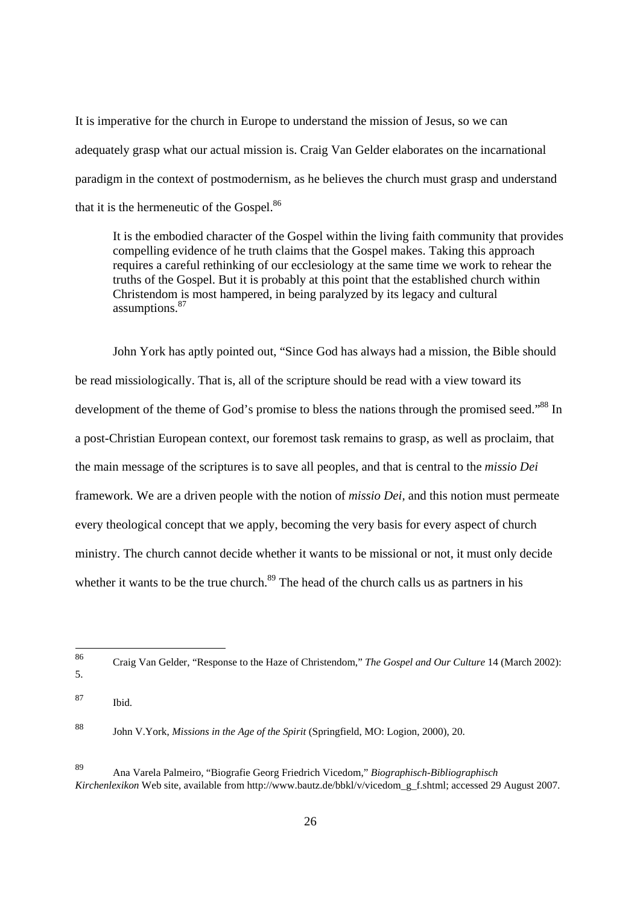It is imperative for the church in Europe to understand the mission of Jesus, so we can adequately grasp what our actual mission is. Craig Van Gelder elaborates on the incarnational paradigm in the context of postmodernism, as he believes the church must grasp and understand that it is the hermeneutic of the Gospel.[86]

> It is the embodied character of the Gospel within the living faith community that provides compelling evidence of he truth claims that the Gospel makes. Taking this approach requires a careful rethinking of our ecclesiology at the same time we work to rehear the truths of the Gospel. But it is probably at this point that the established church within Christendom is most hampered, in being paralyzed by its legacy and cultural assumptions.[87]

John York has aptly pointed out, "Since God has always had a mission, the Bible should be read missiologically. That is, all of the scripture should be read with a view toward its development of the theme of God's promise to bless the nations through the promised seed."[88] In a post-Christian European context, our foremost task remains to grasp, as well as proclaim, that the main message of the scriptures is to save all peoples, and that is central to the *missio Dei* framework. We are a driven people with the notion of *missio Dei*, and this notion must permeate every theological concept that we apply, becoming the very basis for every aspect of church ministry. The church cannot decide whether it wants to be missional or not, it must only decide whether it wants to be the true church.[89] The head of the church calls us as partners in his

---

[86] Craig Van Gelder, "Response to the Haze of Christendom," *The Gospel and Our Culture* 14 (March 2002): 5.

[87] Ibid.

[88] John V.York, *Missions in the Age of the Spirit* (Springfield, MO: Logion, 2000), 20.

[89] Ana Varela Palmeiro, "Biografie Georg Friedrich Vicedom," *Biographisch-Bibliographisch Kirchenlexikon* Web site, available from http://www.bautz.de/bbkl/v/vicedom_g_f.shtml; accessed 29 August 2007.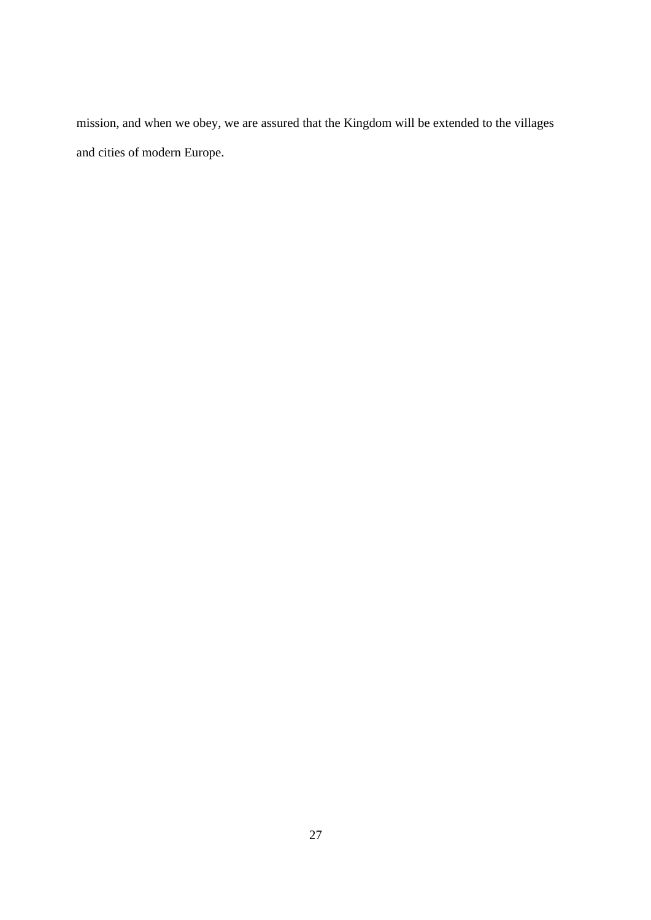mission, and when we obey, we are assured that the Kingdom will be extended to the villages and cities of modern Europe.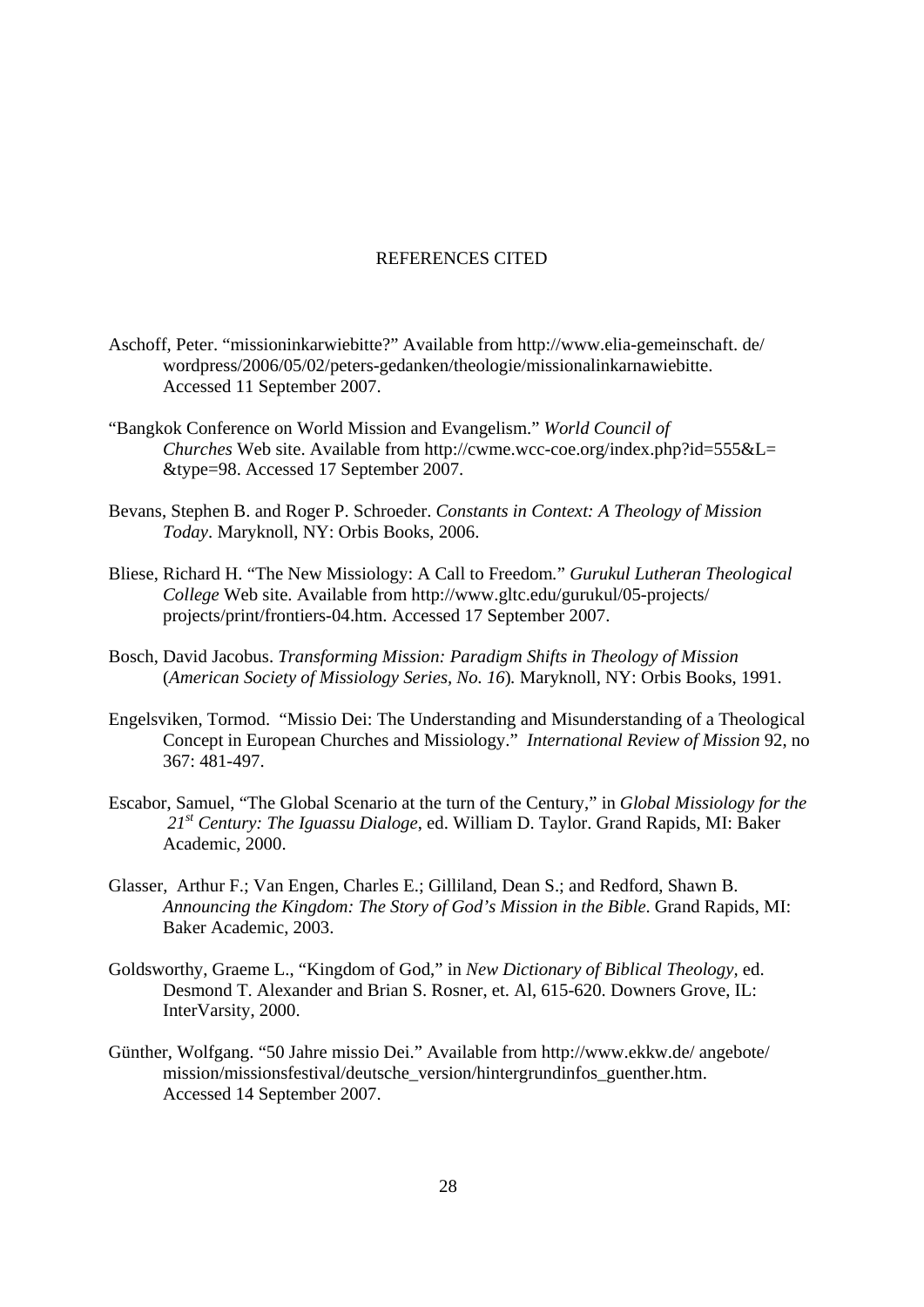# REFERENCES CITED

Aschoff, Peter. "missioninkarwiebitte?" Available from http://www.elia-gemeinschaft. de/ wordpress/2006/05/02/peters-gedanken/theologie/missionalinkarnawiebitte. Accessed 11 September 2007.

"Bangkok Conference on World Mission and Evangelism." *World Council of Churches* Web site. Available from http://cwme.wcc-coe.org/index.php?id=555&L= &type=98. Accessed 17 September 2007.

Bevans, Stephen B. and Roger P. Schroeder. *Constants in Context: A Theology of Mission Today*. Maryknoll, NY: Orbis Books, 2006.

Bliese, Richard H. "The New Missiology: A Call to Freedom." *Gurukul Lutheran Theological College* Web site. Available from http://www.gltc.edu/gurukul/05-projects/ projects/print/frontiers-04.htm. Accessed 17 September 2007.

Bosch, David Jacobus. *Transforming Mission: Paradigm Shifts in Theology of Mission* (*American Society of Missiology Series, No. 16*). Maryknoll, NY: Orbis Books, 1991.

Engelsviken, Tormod. "Missio Dei: The Understanding and Misunderstanding of a Theological Concept in European Churches and Missiology." *International Review of Mission* 92, no 367: 481-497.

Escabor, Samuel, "The Global Scenario at the turn of the Century," in *Global Missiology for the 21st Century: The Iguassu Dialoge*, ed. William D. Taylor. Grand Rapids, MI: Baker Academic, 2000.

Glasser, Arthur F.; Van Engen, Charles E.; Gilliland, Dean S.; and Redford, Shawn B. *Announcing the Kingdom: The Story of God's Mission in the Bible*. Grand Rapids, MI: Baker Academic, 2003.

Goldsworthy, Graeme L., "Kingdom of God," in *New Dictionary of Biblical Theology*, ed. Desmond T. Alexander and Brian S. Rosner, et. Al, 615-620. Downers Grove, IL: InterVarsity, 2000.

Günther, Wolfgang. "50 Jahre missio Dei." Available from http://www.ekkw.de/ angebote/ mission/missionsfestival/deutsche_version/hintergrundinfos_guenther.htm. Accessed 14 September 2007.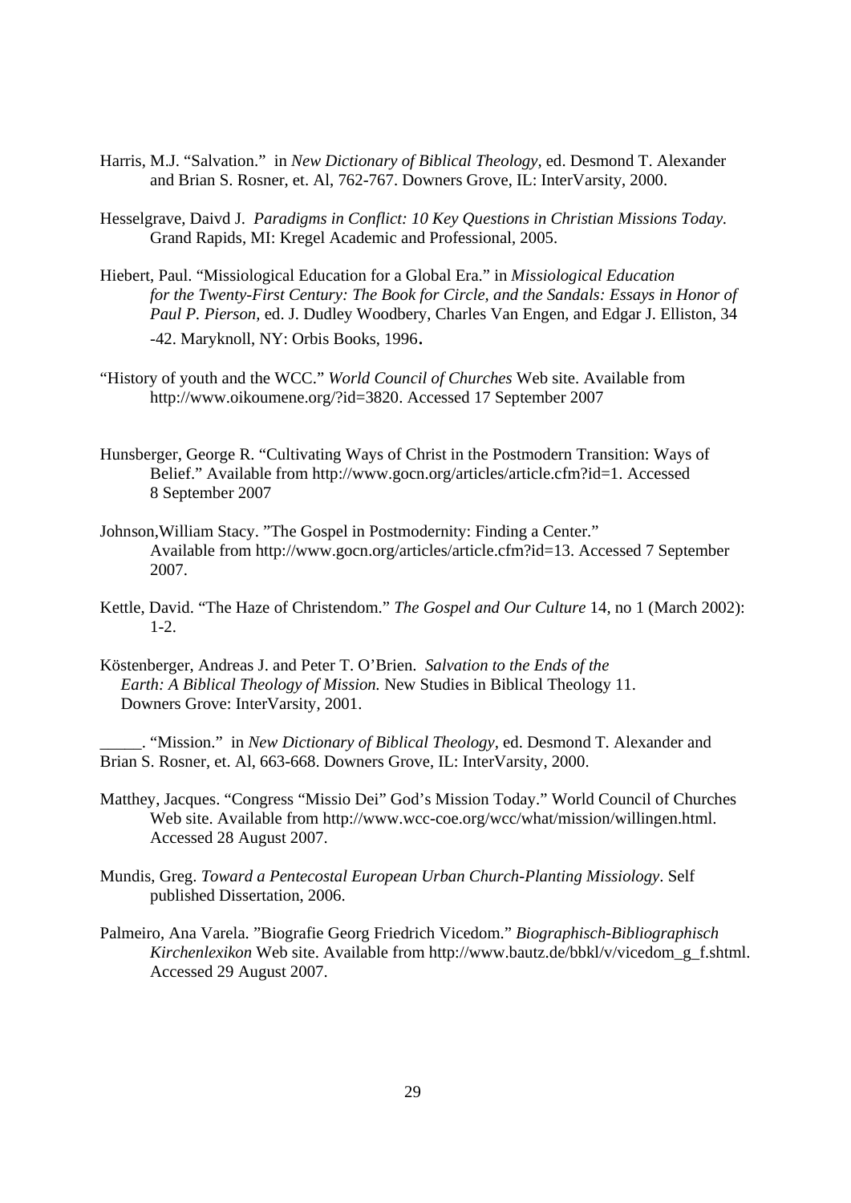Harris, M.J. "Salvation." in *New Dictionary of Biblical Theology*, ed. Desmond T. Alexander and Brian S. Rosner, et. Al, 762-767. Downers Grove, IL: InterVarsity, 2000.

Hesselgrave, Daivd J. *Paradigms in Conflict: 10 Key Questions in Christian Missions Today.* Grand Rapids, MI: Kregel Academic and Professional, 2005.

Hiebert, Paul. "Missiological Education for a Global Era." in *Missiological Education for the Twenty-First Century: The Book for Circle, and the Sandals: Essays in Honor of Paul P. Pierson*, ed. J. Dudley Woodbery, Charles Van Engen, and Edgar J. Elliston, 34 -42. Maryknoll, NY: Orbis Books, 1996.

"History of youth and the WCC." *World Council of Churches* Web site. Available from http://www.oikoumene.org/?id=3820. Accessed 17 September 2007

Hunsberger, George R. "Cultivating Ways of Christ in the Postmodern Transition: Ways of Belief." Available from http://www.gocn.org/articles/article.cfm?id=1. Accessed 8 September 2007

Johnson,William Stacy. "The Gospel in Postmodernity: Finding a Center." Available from http://www.gocn.org/articles/article.cfm?id=13. Accessed 7 September 2007.

Kettle, David. "The Haze of Christendom." *The Gospel and Our Culture* 14, no 1 (March 2002): 1-2.

Köstenberger, Andreas J. and Peter T. O'Brien. *Salvation to the Ends of the Earth: A Biblical Theology of Mission.* New Studies in Biblical Theology 11. Downers Grove: InterVarsity, 2001.

_____. "Mission." in *New Dictionary of Biblical Theology*, ed. Desmond T. Alexander and Brian S. Rosner, et. Al, 663-668. Downers Grove, IL: InterVarsity, 2000.

Matthey, Jacques. "Congress "Missio Dei" God's Mission Today." World Council of Churches Web site. Available from http://www.wcc-coe.org/wcc/what/mission/willingen.html. Accessed 28 August 2007.

Mundis, Greg. *Toward a Pentecostal European Urban Church-Planting Missiology*. Self published Dissertation, 2006.

Palmeiro, Ana Varela. "Biografie Georg Friedrich Vicedom." *Biographisch-Bibliographisch Kirchenlexikon* Web site. Available from http://www.bautz.de/bbkl/v/vicedom_g_f.shtml. Accessed 29 August 2007.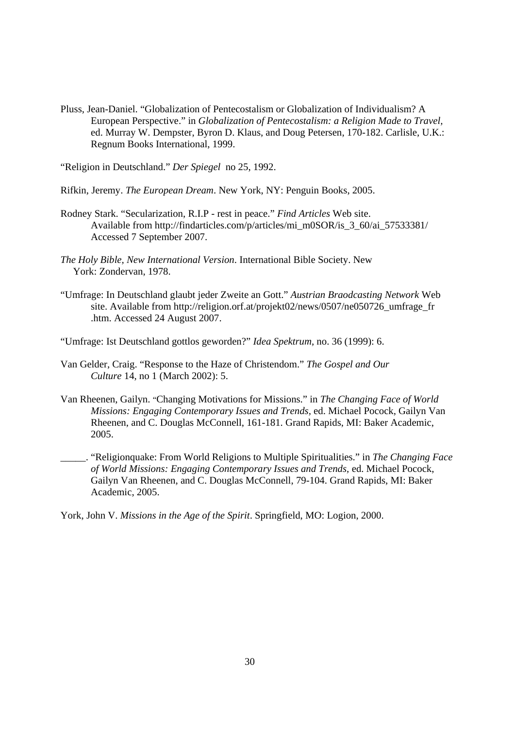Pluss, Jean-Daniel. "Globalization of Pentecostalism or Globalization of Individualism? A European Perspective." in *Globalization of Pentecostalism: a Religion Made to Travel*, ed. Murray W. Dempster, Byron D. Klaus, and Doug Petersen, 170-182. Carlisle, U.K.: Regnum Books International, 1999.

"Religion in Deutschland." *Der Spiegel* no 25, 1992.

Rifkin, Jeremy. *The European Dream*. New York, NY: Penguin Books, 2005.

Rodney Stark. "Secularization, R.I.P - rest in peace." *Find Articles* Web site. Available from http://findarticles.com/p/articles/mi_m0SOR/is_3_60/ai_57533381/ Accessed 7 September 2007.

*The Holy Bible, New International Version*. International Bible Society. New York: Zondervan, 1978.

"Umfrage: In Deutschland glaubt jeder Zweite an Gott." *Austrian Braodcasting Network* Web site. Available from http://religion.orf.at/projekt02/news/0507/ne050726_umfrage_fr .htm. Accessed 24 August 2007.

"Umfrage: Ist Deutschland gottlos geworden?" *Idea Spektrum*, no. 36 (1999): 6.

Van Gelder, Craig. "Response to the Haze of Christendom." *The Gospel and Our Culture* 14, no 1 (March 2002): 5.

Van Rheenen, Gailyn. "Changing Motivations for Missions." in *The Changing Face of World Missions: Engaging Contemporary Issues and Trends*, ed. Michael Pocock, Gailyn Van Rheenen, and C. Douglas McConnell, 161-181. Grand Rapids, MI: Baker Academic, 2005.

_____. "Religionquake: From World Religions to Multiple Spiritualities." in *The Changing Face of World Missions: Engaging Contemporary Issues and Trends*, ed. Michael Pocock, Gailyn Van Rheenen, and C. Douglas McConnell, 79-104. Grand Rapids, MI: Baker Academic, 2005.

York, John V. *Missions in the Age of the Spirit*. Springfield, MO: Logion, 2000.